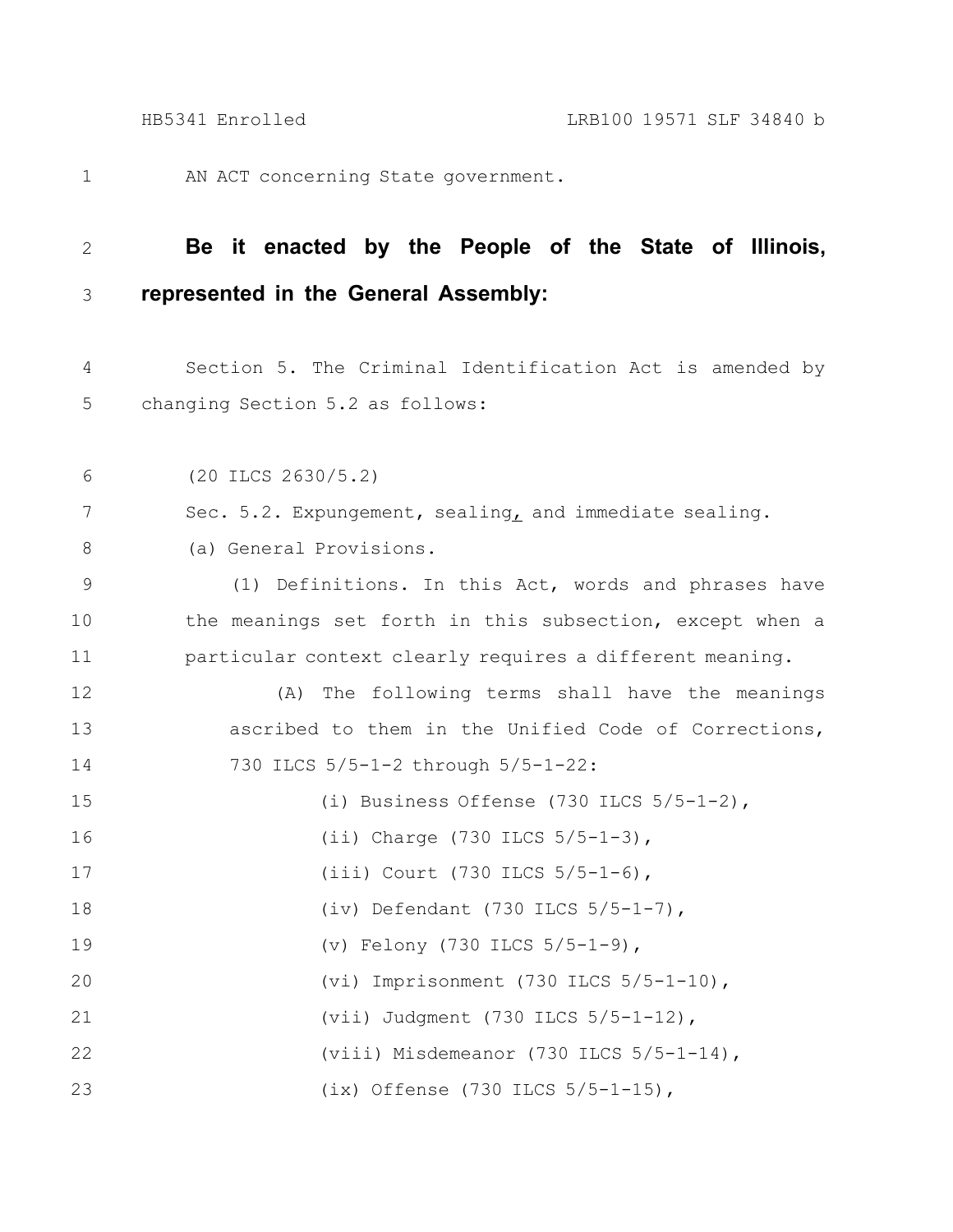AN ACT concerning State government.

**Be it enacted by the People of the State of Illinois, represented in the General Assembly:**

Section 5. The Criminal Identification Act is amended by changing Section 5.2 as follows:

(20 ILCS 2630/5.2)

Sec. 5.2. Expungement, sealing, and immediate sealing.

(a) General Provisions.

(1) Definitions. In this Act, words and phrases have the meanings set forth in this subsection, except when a particular context clearly requires a different meaning.

(A) The following terms shall have the meanings ascribed to them in the Unified Code of Corrections, 730 ILCS 5/5-1-2 through 5/5-1-22:

(i) Business Offense (730 ILCS 5/5-1-2),

(ii) Charge (730 ILCS 5/5-1-3),

(iii) Court (730 ILCS 5/5-1-6),

(iv) Defendant (730 ILCS 5/5-1-7),

(v) Felony (730 ILCS 5/5-1-9),

(vi) Imprisonment (730 ILCS 5/5-1-10),

(vii) Judgment (730 ILCS 5/5-1-12),

(viii) Misdemeanor (730 ILCS 5/5-1-14),

(ix) Offense (730 ILCS 5/5-1-15),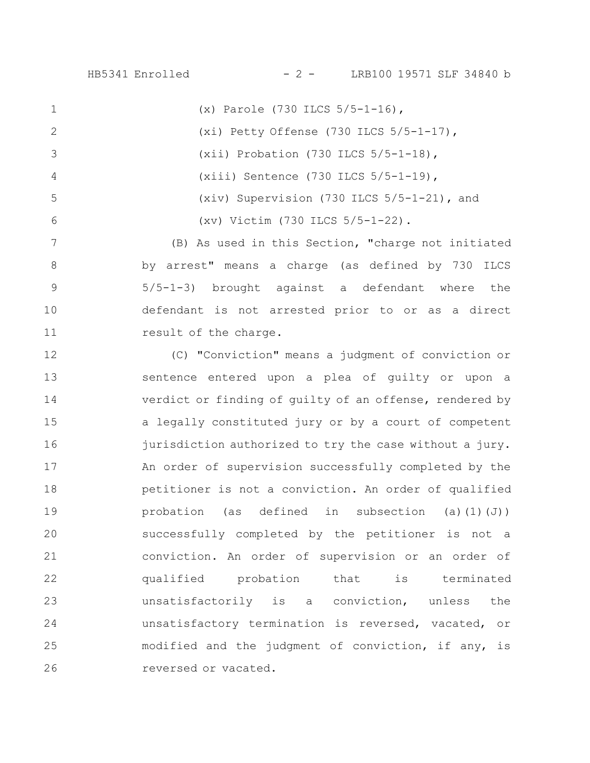(x) Parole (730 ILCS 5/5-1-16),

(xi) Petty Offense (730 ILCS 5/5-1-17),

(xii) Probation (730 ILCS 5/5-1-18),

(xiii) Sentence (730 ILCS 5/5-1-19),

(xiv) Supervision (730 ILCS 5/5-1-21), and

(xv) Victim (730 ILCS 5/5-1-22).

(B) As used in this Section, "charge not initiated by arrest" means a charge (as defined by 730 ILCS 5/5-1-3) brought against a defendant where the defendant is not arrested prior to or as a direct result of the charge.

(C) "Conviction" means a judgment of conviction or sentence entered upon a plea of guilty or upon a verdict or finding of guilty of an offense, rendered by a legally constituted jury or by a court of competent jurisdiction authorized to try the case without a jury. An order of supervision successfully completed by the petitioner is not a conviction. An order of qualified probation (as defined in subsection (a)(1)(J)) successfully completed by the petitioner is not a conviction. An order of supervision or an order of qualified probation that is terminated unsatisfactorily is a conviction, unless the unsatisfactory termination is reversed, vacated, or modified and the judgment of conviction, if any, is reversed or vacated.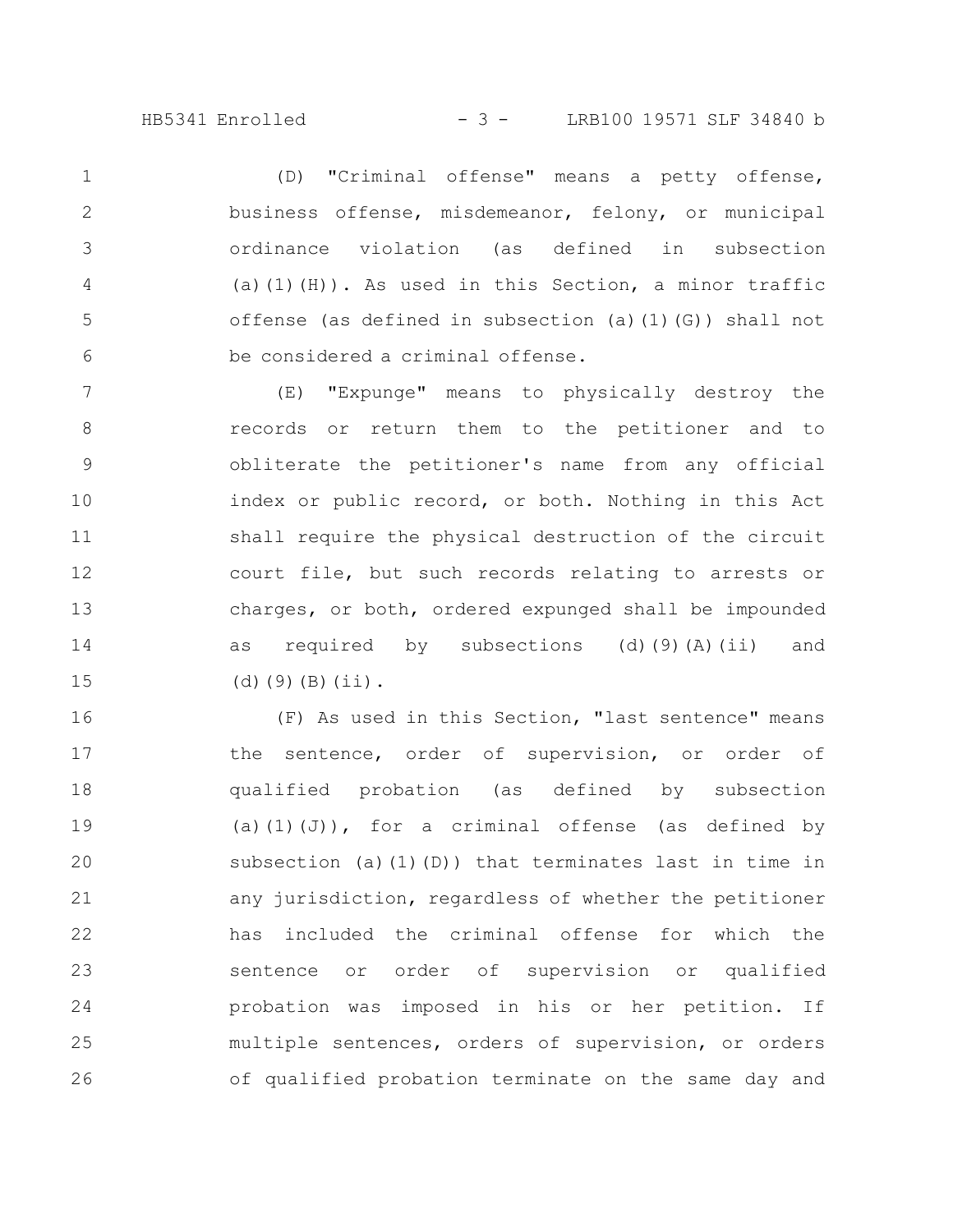(D) "Criminal offense" means a petty offense, business offense, misdemeanor, felony, or municipal ordinance violation (as defined in subsection (a)(1)(H)). As used in this Section, a minor traffic offense (as defined in subsection (a)(1)(G)) shall not be considered a criminal offense.

(E) "Expunge" means to physically destroy the records or return them to the petitioner and to obliterate the petitioner's name from any official index or public record, or both. Nothing in this Act shall require the physical destruction of the circuit court file, but such records relating to arrests or charges, or both, ordered expunged shall be impounded as required by subsections (d)(9)(A)(ii) and (d)(9)(B)(ii).

(F) As used in this Section, "last sentence" means the sentence, order of supervision, or order of qualified probation (as defined by subsection (a)(1)(J)), for a criminal offense (as defined by subsection (a)(1)(D)) that terminates last in time in any jurisdiction, regardless of whether the petitioner has included the criminal offense for which the sentence or order of supervision or qualified probation was imposed in his or her petition. If multiple sentences, orders of supervision, or orders of qualified probation terminate on the same day and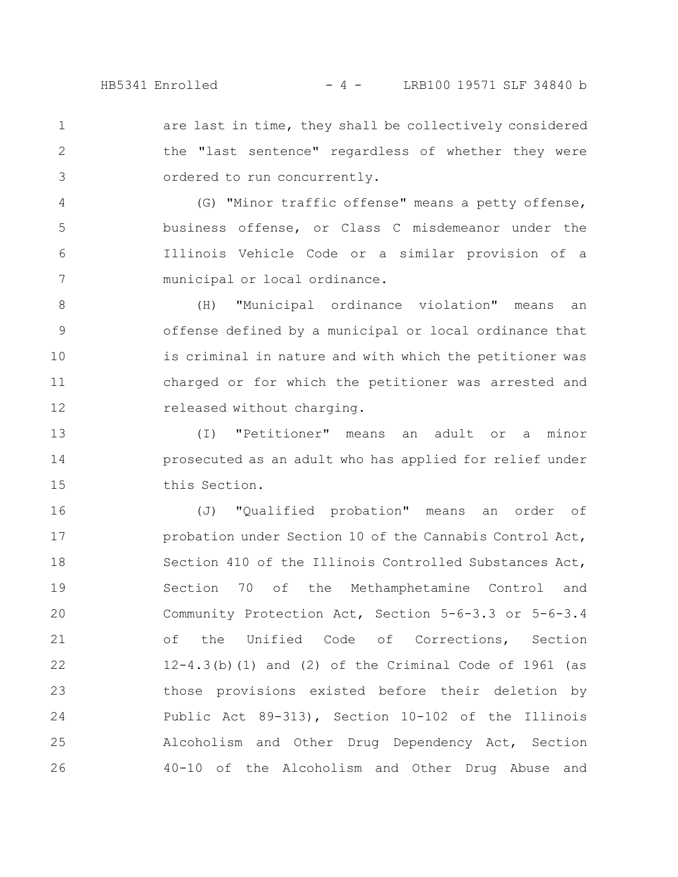are last in time, they shall be collectively considered the "last sentence" regardless of whether they were ordered to run concurrently.

(G) "Minor traffic offense" means a petty offense, business offense, or Class C misdemeanor under the Illinois Vehicle Code or a similar provision of a municipal or local ordinance.

(H) "Municipal ordinance violation" means an offense defined by a municipal or local ordinance that is criminal in nature and with which the petitioner was charged or for which the petitioner was arrested and released without charging.

(I) "Petitioner" means an adult or a minor prosecuted as an adult who has applied for relief under this Section.

(J) "Qualified probation" means an order of probation under Section 10 of the Cannabis Control Act, Section 410 of the Illinois Controlled Substances Act, Section 70 of the Methamphetamine Control and Community Protection Act, Section 5-6-3.3 or 5-6-3.4 of the Unified Code of Corrections, Section 12-4.3(b)(1) and (2) of the Criminal Code of 1961 (as those provisions existed before their deletion by Public Act 89-313), Section 10-102 of the Illinois Alcoholism and Other Drug Dependency Act, Section 40-10 of the Alcoholism and Other Drug Abuse and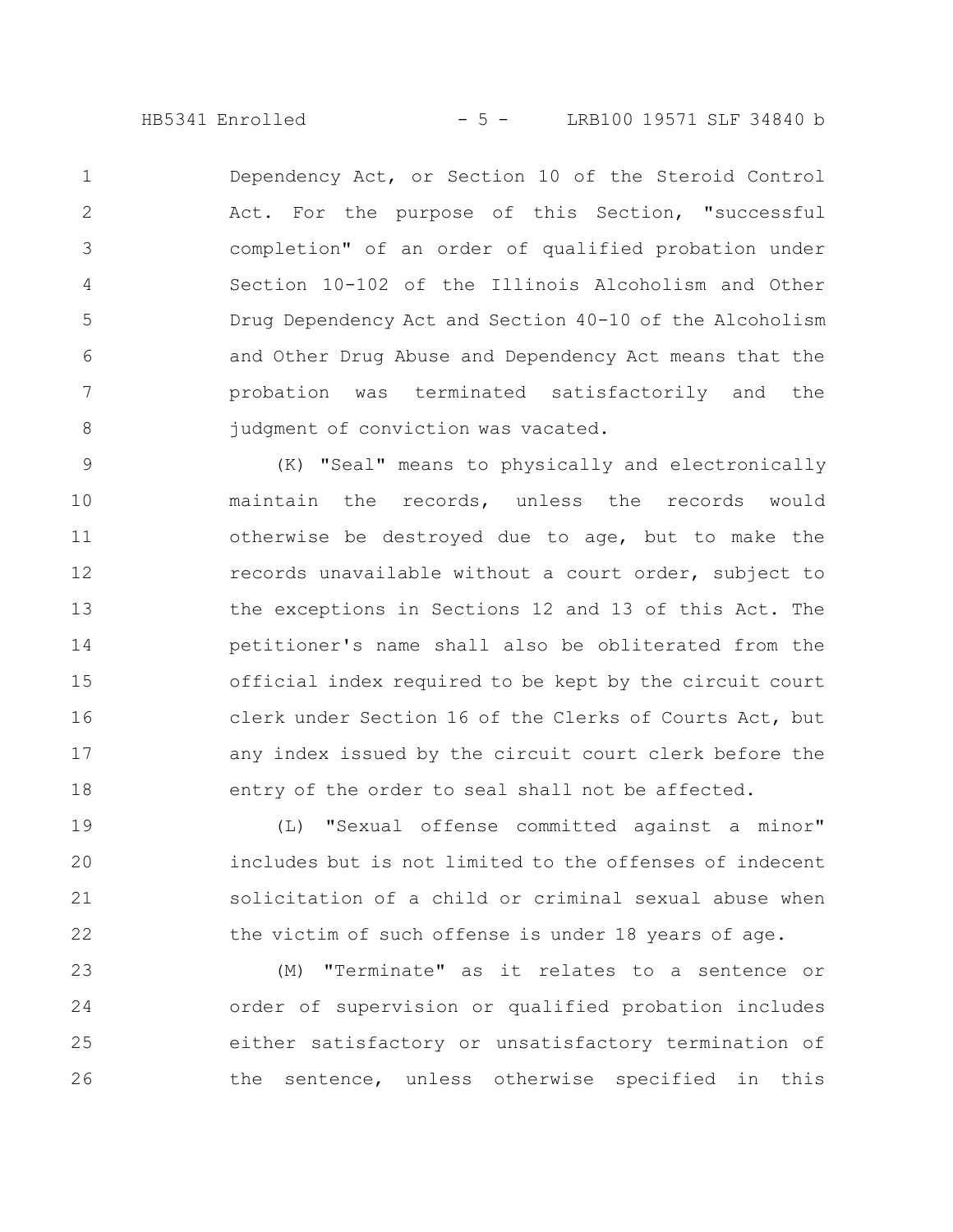Dependency Act, or Section 10 of the Steroid Control Act. For the purpose of this Section, "successful completion" of an order of qualified probation under Section 10-102 of the Illinois Alcoholism and Other Drug Dependency Act and Section 40-10 of the Alcoholism and Other Drug Abuse and Dependency Act means that the probation was terminated satisfactorily and the judgment of conviction was vacated.

(K) "Seal" means to physically and electronically maintain the records, unless the records would otherwise be destroyed due to age, but to make the records unavailable without a court order, subject to the exceptions in Sections 12 and 13 of this Act. The petitioner's name shall also be obliterated from the official index required to be kept by the circuit court clerk under Section 16 of the Clerks of Courts Act, but any index issued by the circuit court clerk before the entry of the order to seal shall not be affected.

(L) "Sexual offense committed against a minor" includes but is not limited to the offenses of indecent solicitation of a child or criminal sexual abuse when the victim of such offense is under 18 years of age.

(M) "Terminate" as it relates to a sentence or order of supervision or qualified probation includes either satisfactory or unsatisfactory termination of the sentence, unless otherwise specified in this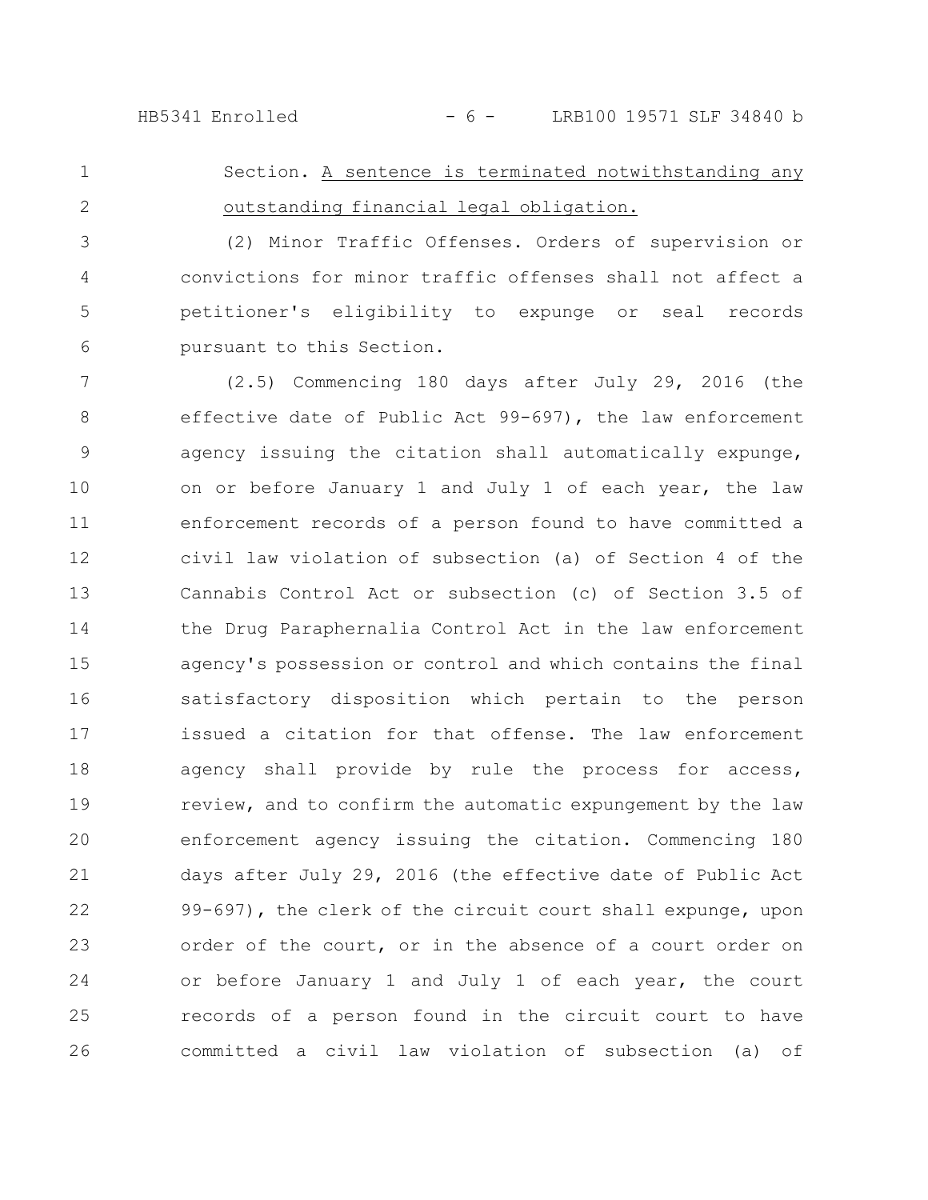Section. A sentence is terminated notwithstanding any outstanding financial legal obligation.

(2) Minor Traffic Offenses. Orders of supervision or convictions for minor traffic offenses shall not affect a petitioner's eligibility to expunge or seal records pursuant to this Section.

(2.5) Commencing 180 days after July 29, 2016 (the effective date of Public Act 99-697), the law enforcement agency issuing the citation shall automatically expunge, on or before January 1 and July 1 of each year, the law enforcement records of a person found to have committed a civil law violation of subsection (a) of Section 4 of the Cannabis Control Act or subsection (c) of Section 3.5 of the Drug Paraphernalia Control Act in the law enforcement agency's possession or control and which contains the final satisfactory disposition which pertain to the person issued a citation for that offense. The law enforcement agency shall provide by rule the process for access, review, and to confirm the automatic expungement by the law enforcement agency issuing the citation. Commencing 180 days after July 29, 2016 (the effective date of Public Act 99-697), the clerk of the circuit court shall expunge, upon order of the court, or in the absence of a court order on or before January 1 and July 1 of each year, the court records of a person found in the circuit court to have committed a civil law violation of subsection (a) of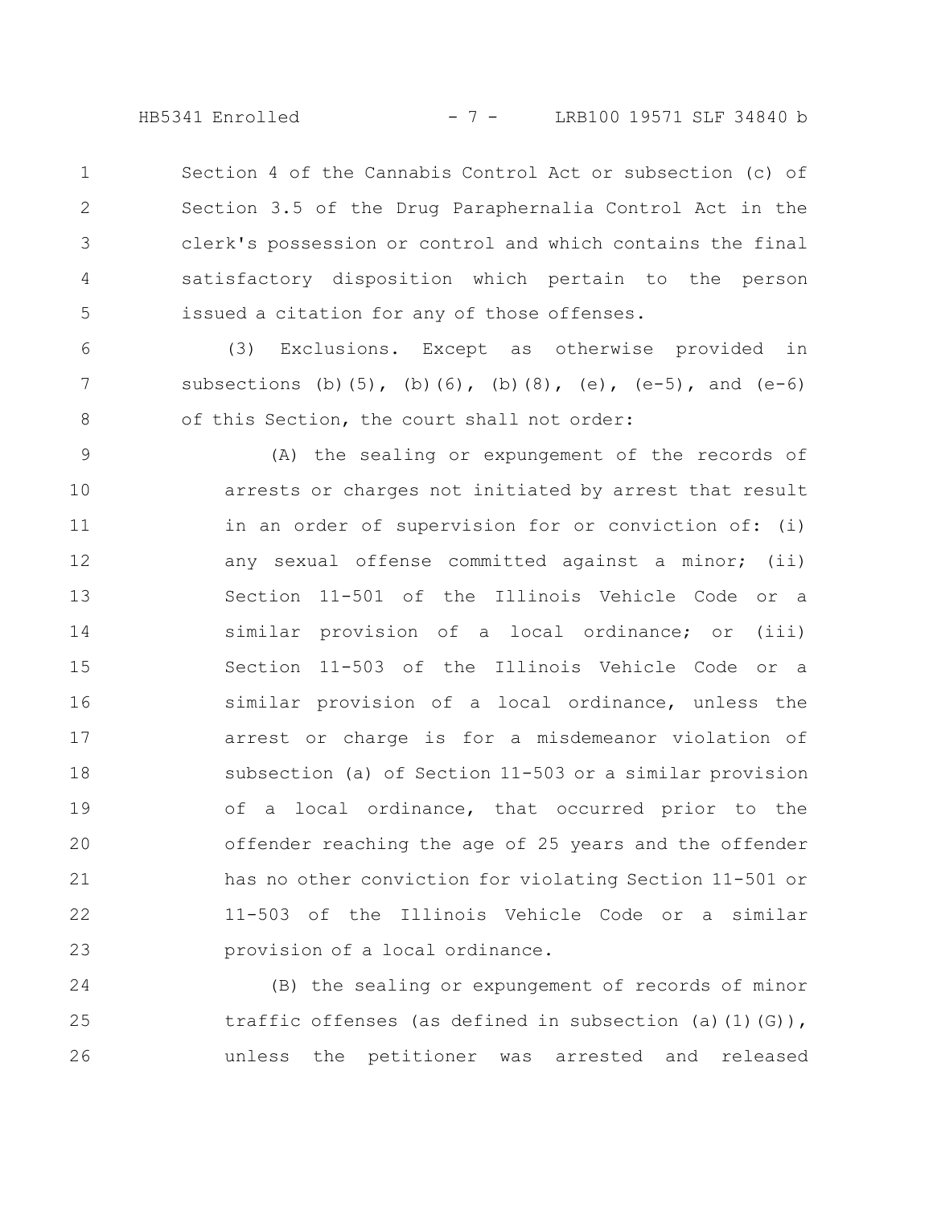Section 4 of the Cannabis Control Act or subsection (c) of Section 3.5 of the Drug Paraphernalia Control Act in the clerk's possession or control and which contains the final satisfactory disposition which pertain to the person issued a citation for any of those offenses.

(3) Exclusions. Except as otherwise provided in subsections (b)(5), (b)(6), (b)(8), (e), (e-5), and (e-6) of this Section, the court shall not order:

(A) the sealing or expungement of the records of arrests or charges not initiated by arrest that result in an order of supervision for or conviction of: (i) any sexual offense committed against a minor; (ii) Section 11-501 of the Illinois Vehicle Code or a similar provision of a local ordinance; or (iii) Section 11-503 of the Illinois Vehicle Code or a similar provision of a local ordinance, unless the arrest or charge is for a misdemeanor violation of subsection (a) of Section 11-503 or a similar provision of a local ordinance, that occurred prior to the offender reaching the age of 25 years and the offender has no other conviction for violating Section 11-501 or 11-503 of the Illinois Vehicle Code or a similar provision of a local ordinance.

(B) the sealing or expungement of records of minor traffic offenses (as defined in subsection (a)(1)(G)), unless the petitioner was arrested and released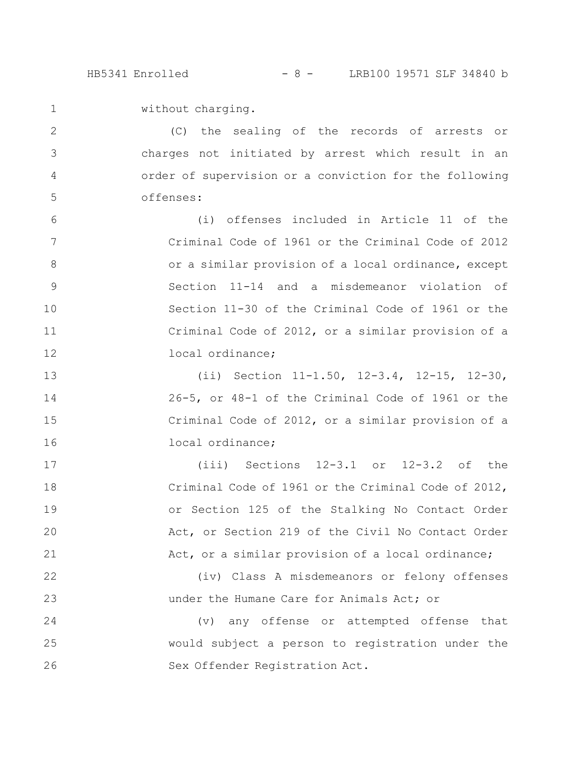without charging.

(C) the sealing of the records of arrests or charges not initiated by arrest which result in an order of supervision or a conviction for the following offenses:

(i) offenses included in Article 11 of the Criminal Code of 1961 or the Criminal Code of 2012 or a similar provision of a local ordinance, except Section 11-14 and a misdemeanor violation of Section 11-30 of the Criminal Code of 1961 or the Criminal Code of 2012, or a similar provision of a local ordinance;

(ii) Section 11-1.50, 12-3.4, 12-15, 12-30, 26-5, or 48-1 of the Criminal Code of 1961 or the Criminal Code of 2012, or a similar provision of a local ordinance;

(iii) Sections 12-3.1 or 12-3.2 of the Criminal Code of 1961 or the Criminal Code of 2012, or Section 125 of the Stalking No Contact Order Act, or Section 219 of the Civil No Contact Order Act, or a similar provision of a local ordinance;

(iv) Class A misdemeanors or felony offenses under the Humane Care for Animals Act; or

(v) any offense or attempted offense that would subject a person to registration under the Sex Offender Registration Act.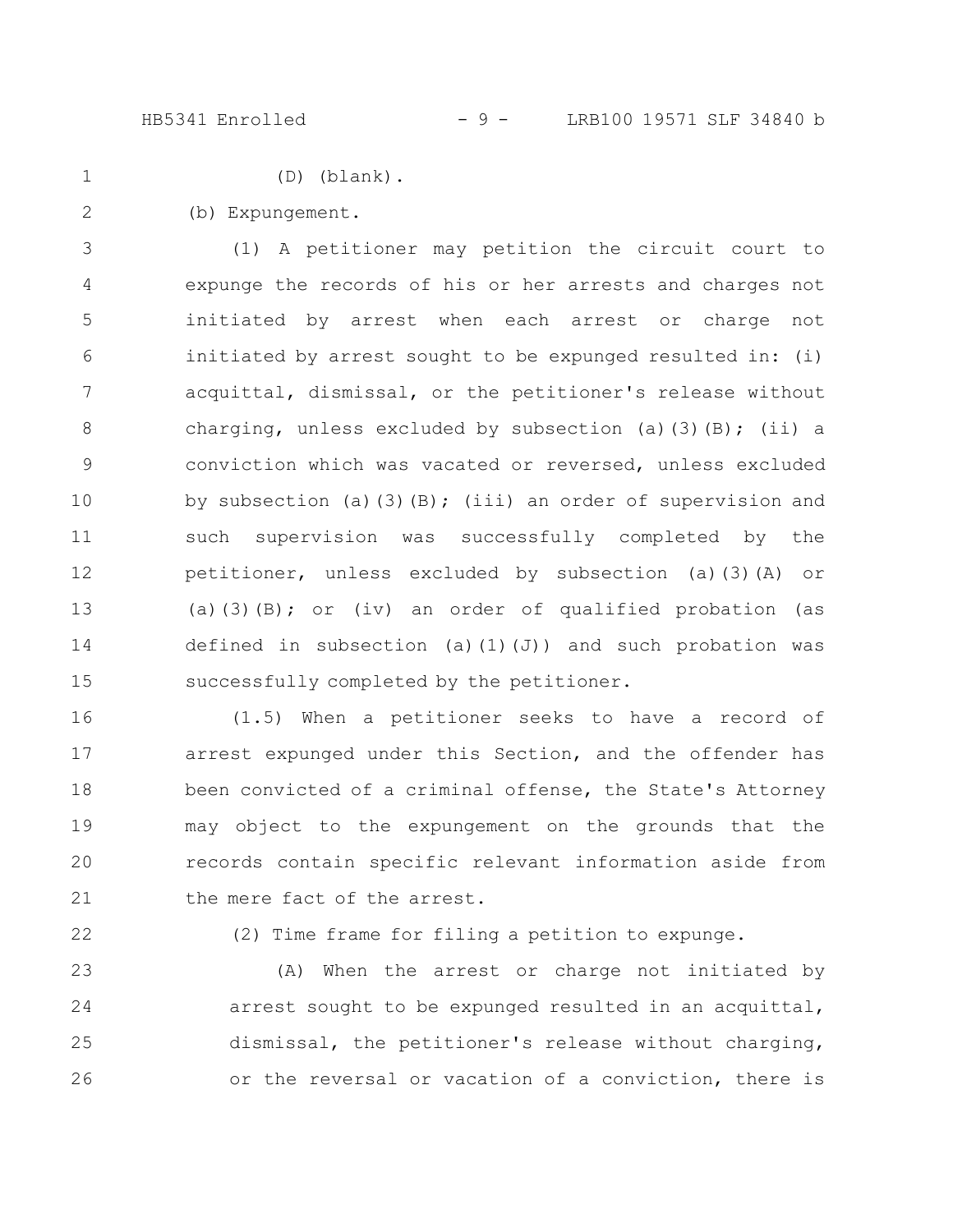(D) (blank).

(b) Expungement.

(1) A petitioner may petition the circuit court to expunge the records of his or her arrests and charges not initiated by arrest when each arrest or charge not initiated by arrest sought to be expunged resulted in: (i) acquittal, dismissal, or the petitioner's release without charging, unless excluded by subsection (a)(3)(B); (ii) a conviction which was vacated or reversed, unless excluded by subsection (a)(3)(B); (iii) an order of supervision and such supervision was successfully completed by the petitioner, unless excluded by subsection (a)(3)(A) or (a)(3)(B); or (iv) an order of qualified probation (as defined in subsection (a)(1)(J)) and such probation was successfully completed by the petitioner.

(1.5) When a petitioner seeks to have a record of arrest expunged under this Section, and the offender has been convicted of a criminal offense, the State's Attorney may object to the expungement on the grounds that the records contain specific relevant information aside from the mere fact of the arrest.

(2) Time frame for filing a petition to expunge.

(A) When the arrest or charge not initiated by arrest sought to be expunged resulted in an acquittal, dismissal, the petitioner's release without charging, or the reversal or vacation of a conviction, there is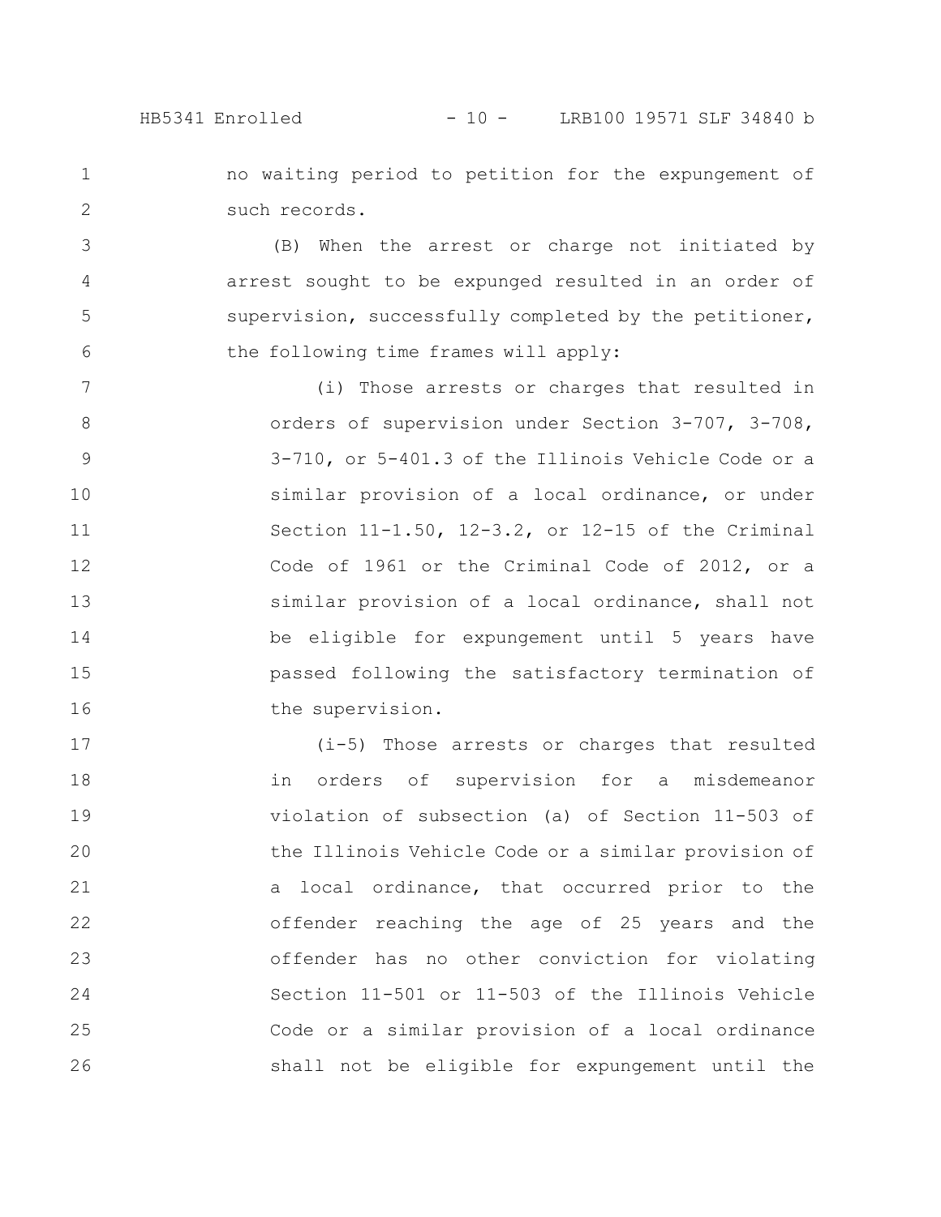no waiting period to petition for the expungement of such records.

(B) When the arrest or charge not initiated by arrest sought to be expunged resulted in an order of supervision, successfully completed by the petitioner, the following time frames will apply:

(i) Those arrests or charges that resulted in orders of supervision under Section 3-707, 3-708, 3-710, or 5-401.3 of the Illinois Vehicle Code or a similar provision of a local ordinance, or under Section 11-1.50, 12-3.2, or 12-15 of the Criminal Code of 1961 or the Criminal Code of 2012, or a similar provision of a local ordinance, shall not be eligible for expungement until 5 years have passed following the satisfactory termination of the supervision.

(i-5) Those arrests or charges that resulted in orders of supervision for a misdemeanor violation of subsection (a) of Section 11-503 of the Illinois Vehicle Code or a similar provision of a local ordinance, that occurred prior to the offender reaching the age of 25 years and the offender has no other conviction for violating Section 11-501 or 11-503 of the Illinois Vehicle Code or a similar provision of a local ordinance shall not be eligible for expungement until the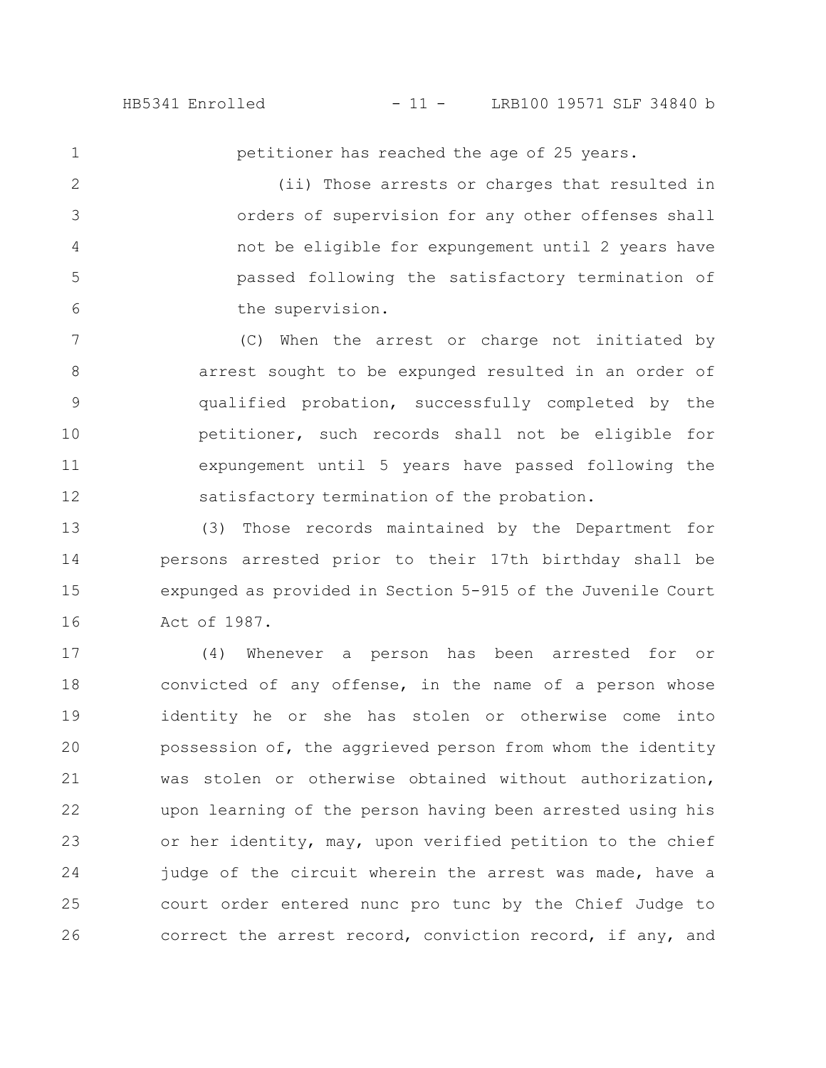petitioner has reached the age of 25 years.

(ii) Those arrests or charges that resulted in orders of supervision for any other offenses shall not be eligible for expungement until 2 years have passed following the satisfactory termination of the supervision.

(C) When the arrest or charge not initiated by arrest sought to be expunged resulted in an order of qualified probation, successfully completed by the petitioner, such records shall not be eligible for expungement until 5 years have passed following the satisfactory termination of the probation.

(3) Those records maintained by the Department for persons arrested prior to their 17th birthday shall be expunged as provided in Section 5-915 of the Juvenile Court Act of 1987.

(4) Whenever a person has been arrested for or convicted of any offense, in the name of a person whose identity he or she has stolen or otherwise come into possession of, the aggrieved person from whom the identity was stolen or otherwise obtained without authorization, upon learning of the person having been arrested using his or her identity, may, upon verified petition to the chief judge of the circuit wherein the arrest was made, have a court order entered nunc pro tunc by the Chief Judge to correct the arrest record, conviction record, if any, and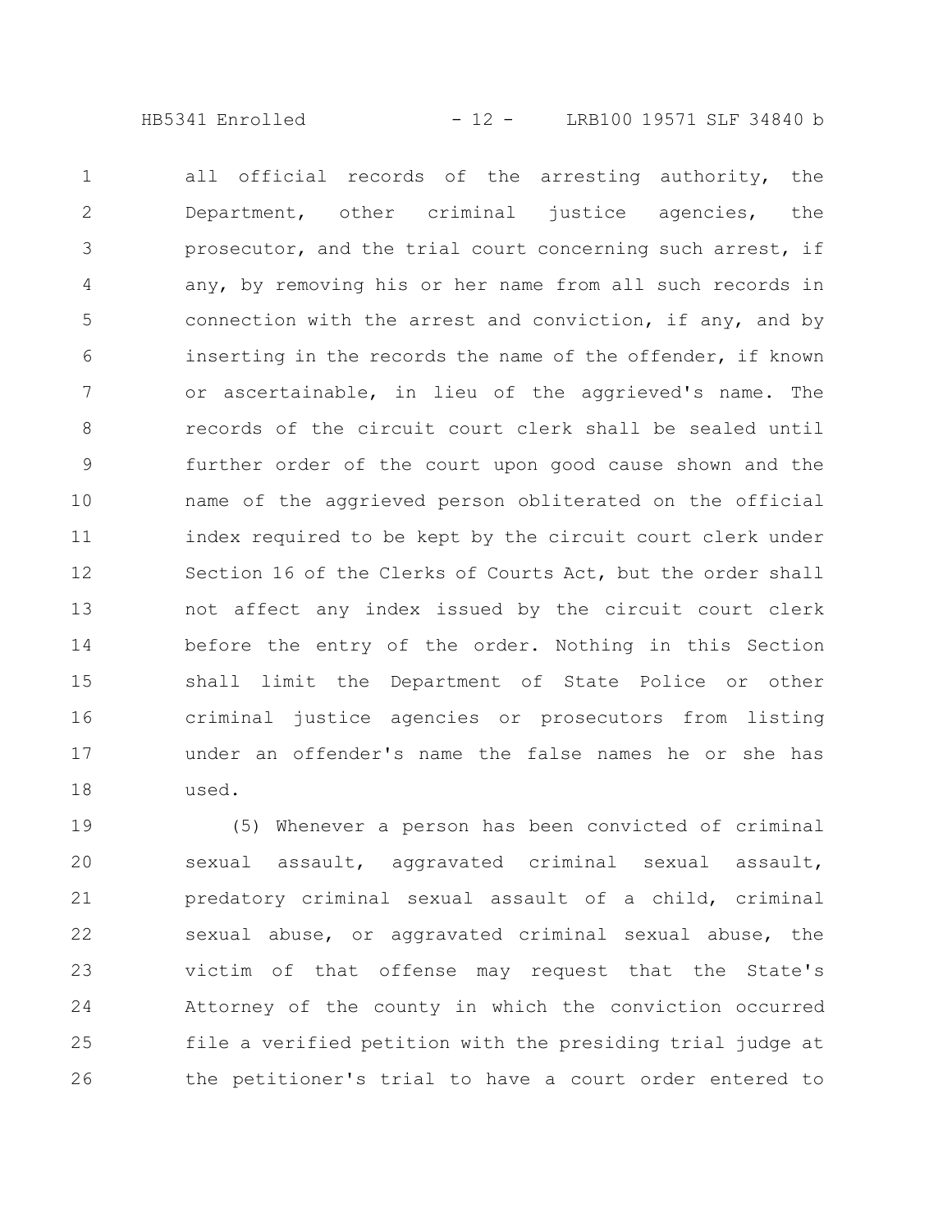all official records of the arresting authority, the Department, other criminal justice agencies, the prosecutor, and the trial court concerning such arrest, if any, by removing his or her name from all such records in connection with the arrest and conviction, if any, and by inserting in the records the name of the offender, if known or ascertainable, in lieu of the aggrieved's name. The records of the circuit court clerk shall be sealed until further order of the court upon good cause shown and the name of the aggrieved person obliterated on the official index required to be kept by the circuit court clerk under Section 16 of the Clerks of Courts Act, but the order shall not affect any index issued by the circuit court clerk before the entry of the order. Nothing in this Section shall limit the Department of State Police or other criminal justice agencies or prosecutors from listing under an offender's name the false names he or she has used.

(5) Whenever a person has been convicted of criminal sexual assault, aggravated criminal sexual assault, predatory criminal sexual assault of a child, criminal sexual abuse, or aggravated criminal sexual abuse, the victim of that offense may request that the State's Attorney of the county in which the conviction occurred file a verified petition with the presiding trial judge at the petitioner's trial to have a court order entered to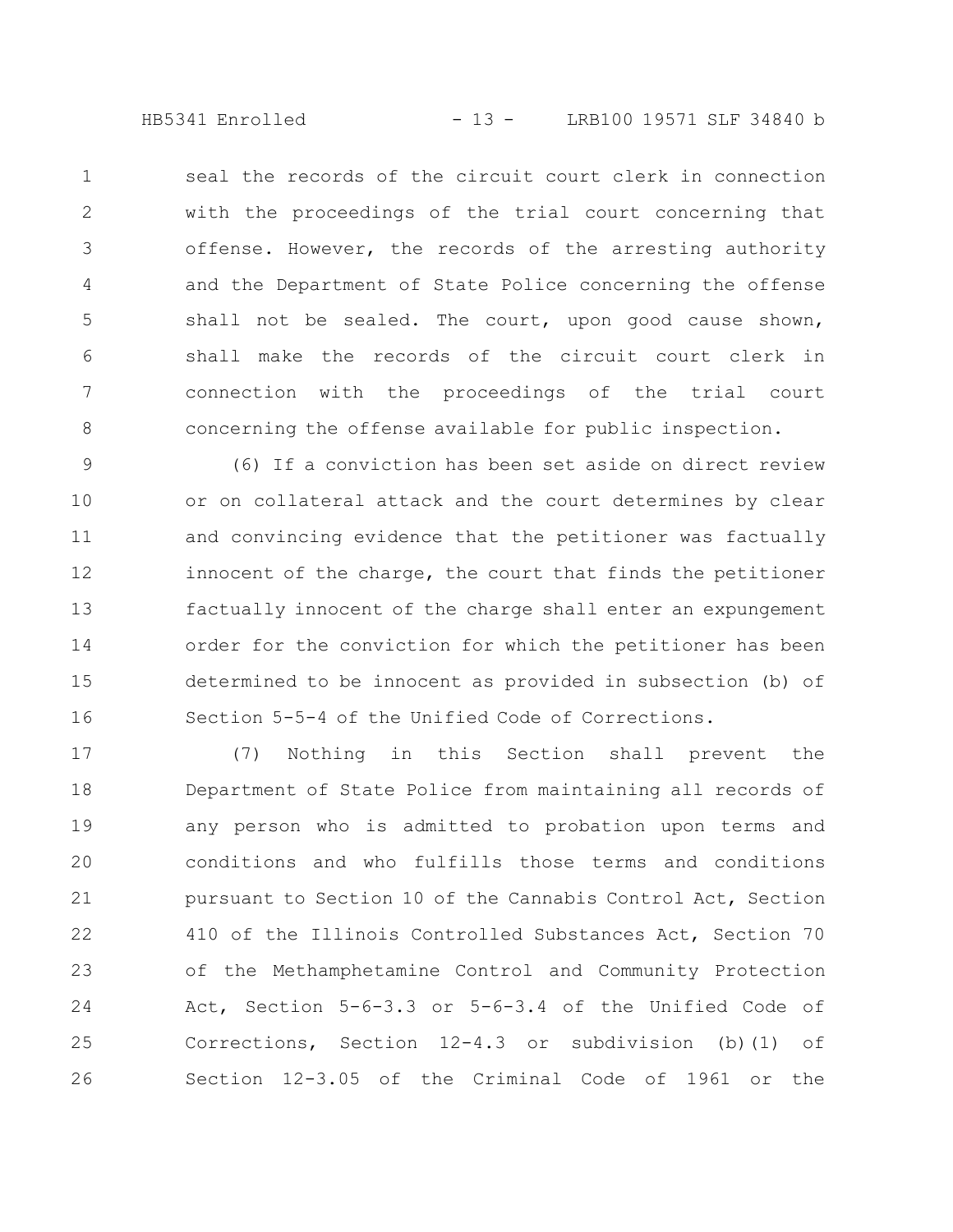seal the records of the circuit court clerk in connection with the proceedings of the trial court concerning that offense. However, the records of the arresting authority and the Department of State Police concerning the offense shall not be sealed. The court, upon good cause shown, shall make the records of the circuit court clerk in connection with the proceedings of the trial court concerning the offense available for public inspection.

(6) If a conviction has been set aside on direct review or on collateral attack and the court determines by clear and convincing evidence that the petitioner was factually innocent of the charge, the court that finds the petitioner factually innocent of the charge shall enter an expungement order for the conviction for which the petitioner has been determined to be innocent as provided in subsection (b) of Section 5-5-4 of the Unified Code of Corrections.

(7) Nothing in this Section shall prevent the Department of State Police from maintaining all records of any person who is admitted to probation upon terms and conditions and who fulfills those terms and conditions pursuant to Section 10 of the Cannabis Control Act, Section 410 of the Illinois Controlled Substances Act, Section 70 of the Methamphetamine Control and Community Protection Act, Section 5-6-3.3 or 5-6-3.4 of the Unified Code of Corrections, Section 12-4.3 or subdivision (b)(1) of Section 12-3.05 of the Criminal Code of 1961 or the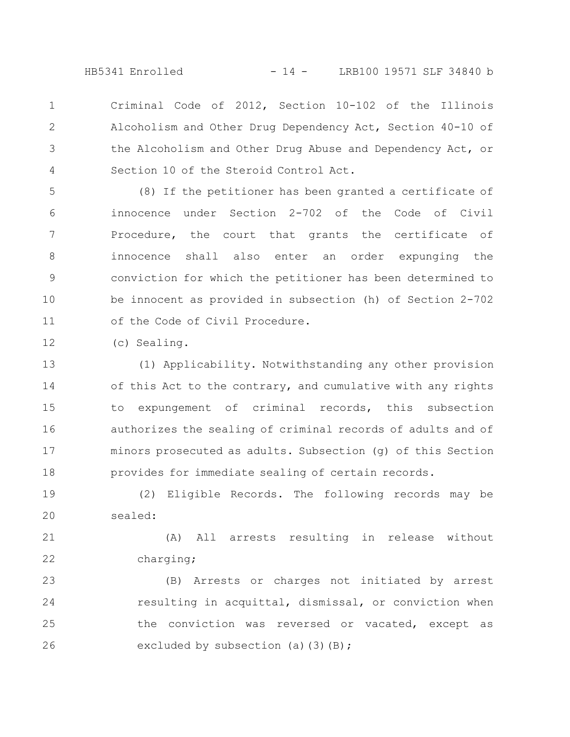Criminal Code of 2012, Section 10-102 of the Illinois Alcoholism and Other Drug Dependency Act, Section 40-10 of the Alcoholism and Other Drug Abuse and Dependency Act, or Section 10 of the Steroid Control Act.

(8) If the petitioner has been granted a certificate of innocence under Section 2-702 of the Code of Civil Procedure, the court that grants the certificate of innocence shall also enter an order expunging the conviction for which the petitioner has been determined to be innocent as provided in subsection (h) of Section 2-702 of the Code of Civil Procedure.

(c) Sealing.

(1) Applicability. Notwithstanding any other provision of this Act to the contrary, and cumulative with any rights to expungement of criminal records, this subsection authorizes the sealing of criminal records of adults and of minors prosecuted as adults. Subsection (g) of this Section provides for immediate sealing of certain records.

(2) Eligible Records. The following records may be sealed:

(A) All arrests resulting in release without charging;

(B) Arrests or charges not initiated by arrest resulting in acquittal, dismissal, or conviction when the conviction was reversed or vacated, except as excluded by subsection (a)(3)(B);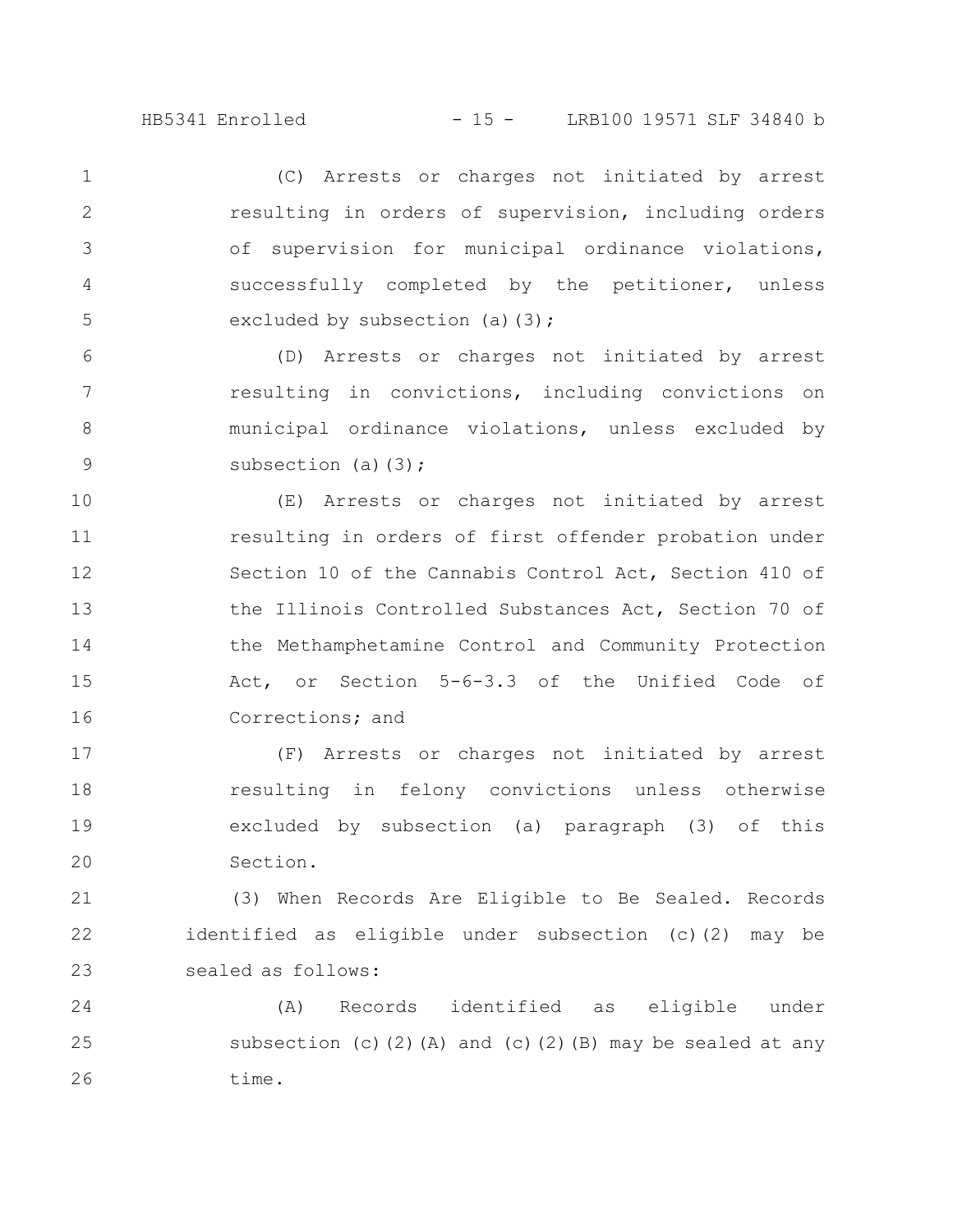(C) Arrests or charges not initiated by arrest resulting in orders of supervision, including orders of supervision for municipal ordinance violations, successfully completed by the petitioner, unless excluded by subsection (a)(3);

(D) Arrests or charges not initiated by arrest resulting in convictions, including convictions on municipal ordinance violations, unless excluded by subsection (a)(3);

(E) Arrests or charges not initiated by arrest resulting in orders of first offender probation under Section 10 of the Cannabis Control Act, Section 410 of the Illinois Controlled Substances Act, Section 70 of the Methamphetamine Control and Community Protection Act, or Section 5-6-3.3 of the Unified Code of Corrections; and

(F) Arrests or charges not initiated by arrest resulting in felony convictions unless otherwise excluded by subsection (a) paragraph (3) of this Section.

(3) When Records Are Eligible to Be Sealed. Records identified as eligible under subsection (c)(2) may be sealed as follows:

(A) Records identified as eligible under subsection (c)(2)(A) and (c)(2)(B) may be sealed at any time.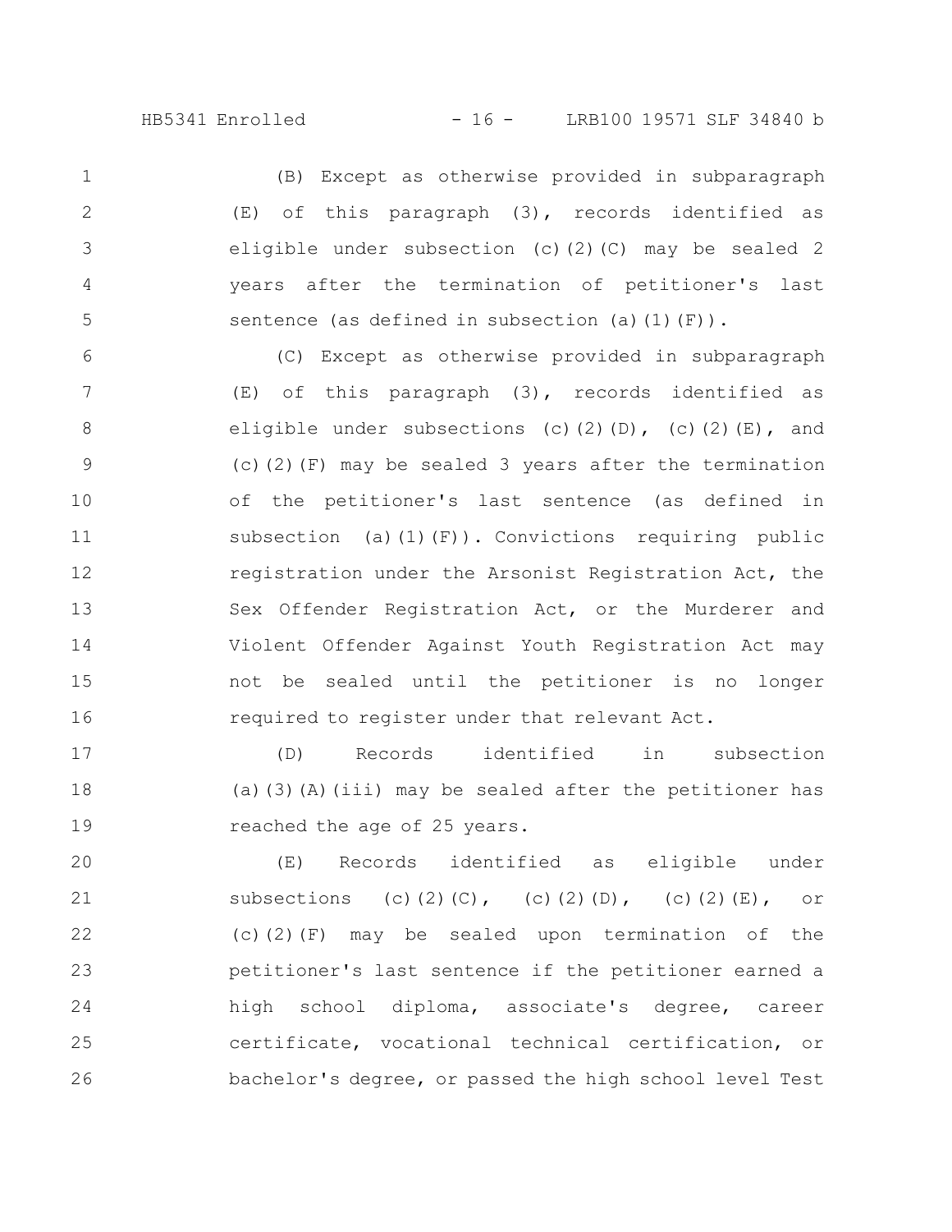(B) Except as otherwise provided in subparagraph (E) of this paragraph (3), records identified as eligible under subsection (c)(2)(C) may be sealed 2 years after the termination of petitioner's last sentence (as defined in subsection (a)(1)(F)).

(C) Except as otherwise provided in subparagraph (E) of this paragraph (3), records identified as eligible under subsections (c)(2)(D), (c)(2)(E), and (c)(2)(F) may be sealed 3 years after the termination of the petitioner's last sentence (as defined in subsection (a)(1)(F)). Convictions requiring public registration under the Arsonist Registration Act, the Sex Offender Registration Act, or the Murderer and Violent Offender Against Youth Registration Act may not be sealed until the petitioner is no longer required to register under that relevant Act.

(D) Records identified in subsection (a)(3)(A)(iii) may be sealed after the petitioner has reached the age of 25 years.

(E) Records identified as eligible under subsections (c)(2)(C), (c)(2)(D), (c)(2)(E), or (c)(2)(F) may be sealed upon termination of the petitioner's last sentence if the petitioner earned a high school diploma, associate's degree, career certificate, vocational technical certification, or bachelor's degree, or passed the high school level Test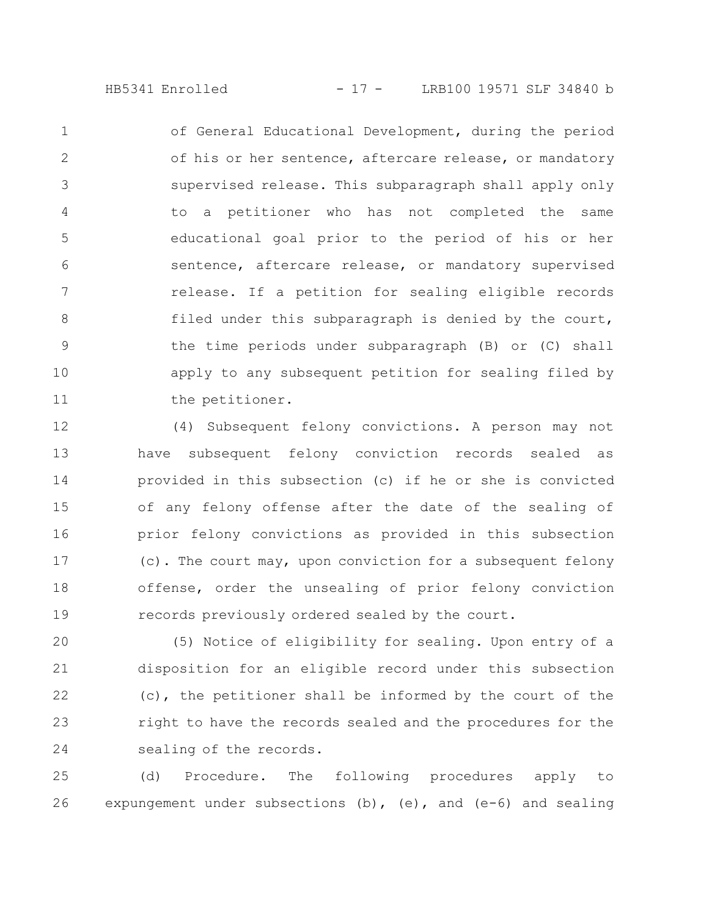of General Educational Development, during the period of his or her sentence, aftercare release, or mandatory supervised release. This subparagraph shall apply only to a petitioner who has not completed the same educational goal prior to the period of his or her sentence, aftercare release, or mandatory supervised release. If a petition for sealing eligible records filed under this subparagraph is denied by the court, the time periods under subparagraph (B) or (C) shall apply to any subsequent petition for sealing filed by the petitioner.

(4) Subsequent felony convictions. A person may not have subsequent felony conviction records sealed as provided in this subsection (c) if he or she is convicted of any felony offense after the date of the sealing of prior felony convictions as provided in this subsection (c). The court may, upon conviction for a subsequent felony offense, order the unsealing of prior felony conviction records previously ordered sealed by the court.

(5) Notice of eligibility for sealing. Upon entry of a disposition for an eligible record under this subsection (c), the petitioner shall be informed by the court of the right to have the records sealed and the procedures for the sealing of the records.

(d) Procedure. The following procedures apply to expungement under subsections (b), (e), and (e-6) and sealing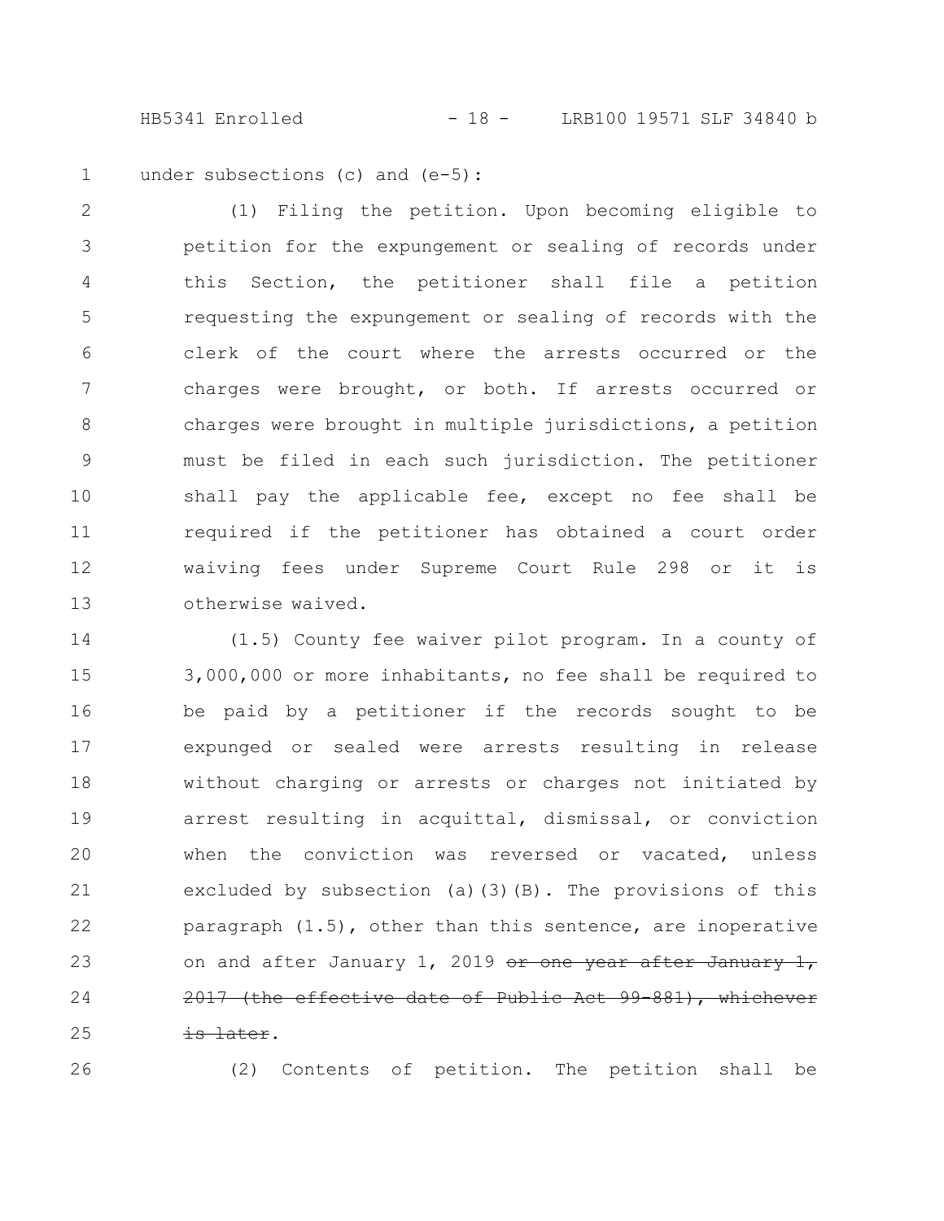under subsections (c) and (e-5):

(1) Filing the petition. Upon becoming eligible to petition for the expungement or sealing of records under this Section, the petitioner shall file a petition requesting the expungement or sealing of records with the clerk of the court where the arrests occurred or the charges were brought, or both. If arrests occurred or charges were brought in multiple jurisdictions, a petition must be filed in each such jurisdiction. The petitioner shall pay the applicable fee, except no fee shall be required if the petitioner has obtained a court order waiving fees under Supreme Court Rule 298 or it is otherwise waived.

(1.5) County fee waiver pilot program. In a county of 3,000,000 or more inhabitants, no fee shall be required to be paid by a petitioner if the records sought to be expunged or sealed were arrests resulting in release without charging or arrests or charges not initiated by arrest resulting in acquittal, dismissal, or conviction when the conviction was reversed or vacated, unless excluded by subsection (a)(3)(B). The provisions of this paragraph (1.5), other than this sentence, are inoperative on and after January 1, 2019 ~~or one year after January 1, 2017 (the effective date of Public Act 99-881), whichever is later~~.

(2) Contents of petition. The petition shall be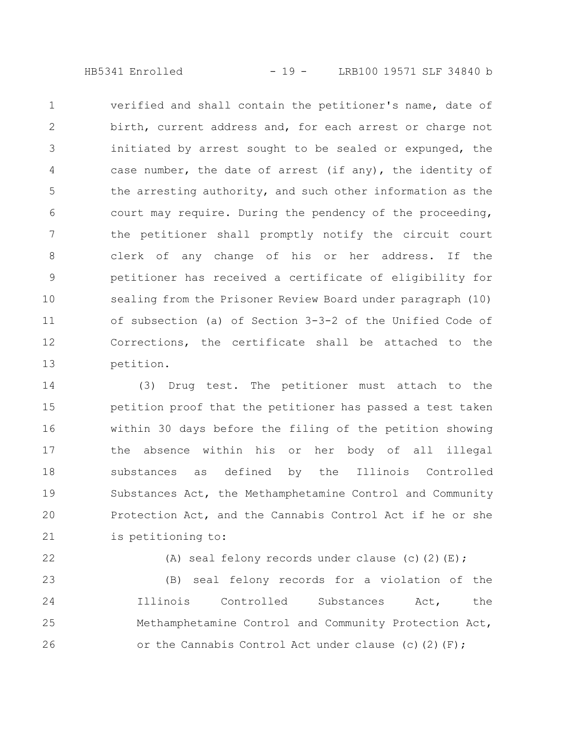verified and shall contain the petitioner's name, date of birth, current address and, for each arrest or charge not initiated by arrest sought to be sealed or expunged, the case number, the date of arrest (if any), the identity of the arresting authority, and such other information as the court may require. During the pendency of the proceeding, the petitioner shall promptly notify the circuit court clerk of any change of his or her address. If the petitioner has received a certificate of eligibility for sealing from the Prisoner Review Board under paragraph (10) of subsection (a) of Section 3-3-2 of the Unified Code of Corrections, the certificate shall be attached to the petition.

(3) Drug test. The petitioner must attach to the petition proof that the petitioner has passed a test taken within 30 days before the filing of the petition showing the absence within his or her body of all illegal substances as defined by the Illinois Controlled Substances Act, the Methamphetamine Control and Community Protection Act, and the Cannabis Control Act if he or she is petitioning to:

(A) seal felony records under clause (c)(2)(E);

(B) seal felony records for a violation of the Illinois Controlled Substances Act, the Methamphetamine Control and Community Protection Act, or the Cannabis Control Act under clause (c)(2)(F);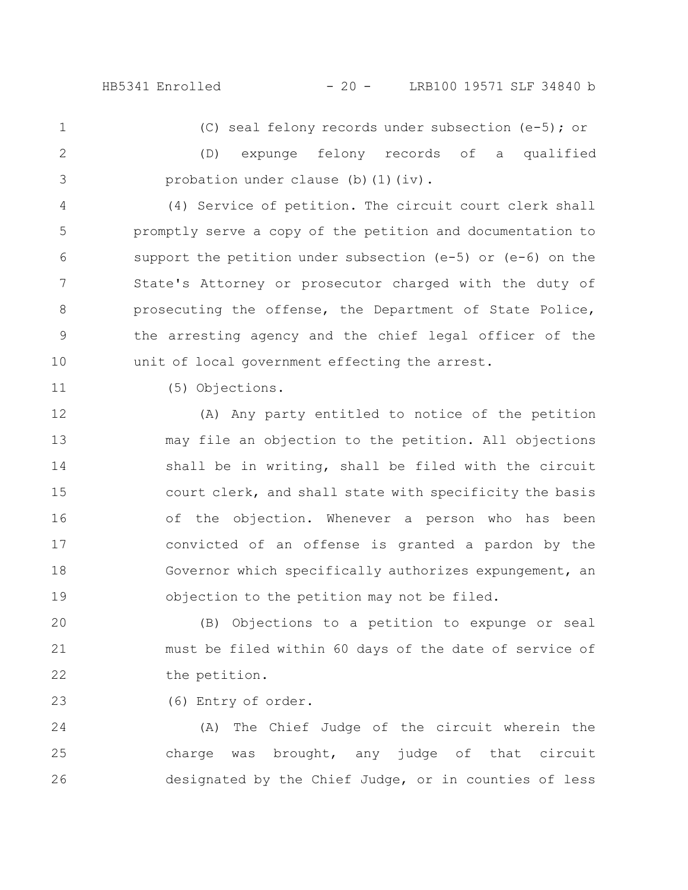(C) seal felony records under subsection (e-5); or

(D) expunge felony records of a qualified probation under clause (b)(1)(iv).

(4) Service of petition. The circuit court clerk shall promptly serve a copy of the petition and documentation to support the petition under subsection (e-5) or (e-6) on the State's Attorney or prosecutor charged with the duty of prosecuting the offense, the Department of State Police, the arresting agency and the chief legal officer of the unit of local government effecting the arrest.

(5) Objections.

(A) Any party entitled to notice of the petition may file an objection to the petition. All objections shall be in writing, shall be filed with the circuit court clerk, and shall state with specificity the basis of the objection. Whenever a person who has been convicted of an offense is granted a pardon by the Governor which specifically authorizes expungement, an objection to the petition may not be filed.

(B) Objections to a petition to expunge or seal must be filed within 60 days of the date of service of the petition.

(6) Entry of order.

(A) The Chief Judge of the circuit wherein the charge was brought, any judge of that circuit designated by the Chief Judge, or in counties of less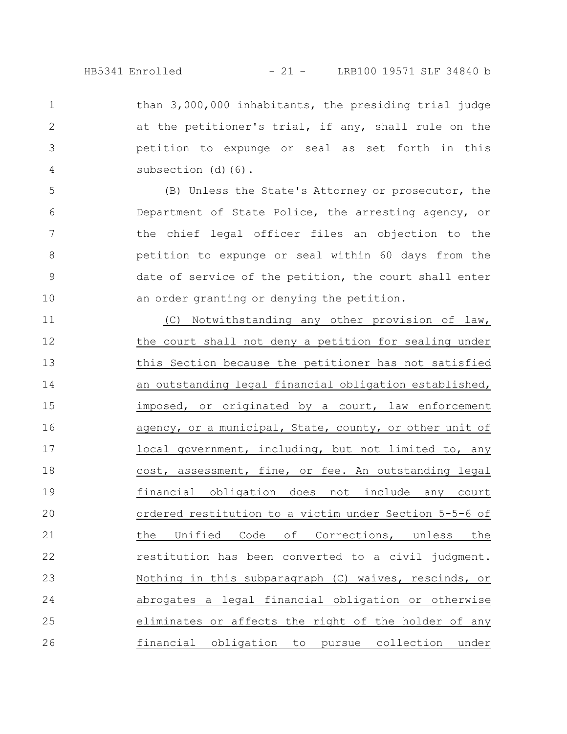than 3,000,000 inhabitants, the presiding trial judge at the petitioner's trial, if any, shall rule on the petition to expunge or seal as set forth in this subsection (d)(6).

(B) Unless the State's Attorney or prosecutor, the Department of State Police, the arresting agency, or the chief legal officer files an objection to the petition to expunge or seal within 60 days from the date of service of the petition, the court shall enter an order granting or denying the petition.

<u>(C) Notwithstanding any other provision of law, the court shall not deny a petition for sealing under this Section because the petitioner has not satisfied an outstanding legal financial obligation established, imposed, or originated by a court, law enforcement agency, or a municipal, State, county, or other unit of local government, including, but not limited to, any cost, assessment, fine, or fee. An outstanding legal financial obligation does not include any court ordered restitution to a victim under Section 5-5-6 of the Unified Code of Corrections, unless the restitution has been converted to a civil judgment. Nothing in this subparagraph (C) waives, rescinds, or abrogates a legal financial obligation or otherwise eliminates or affects the right of the holder of any financial obligation to pursue collection under</u>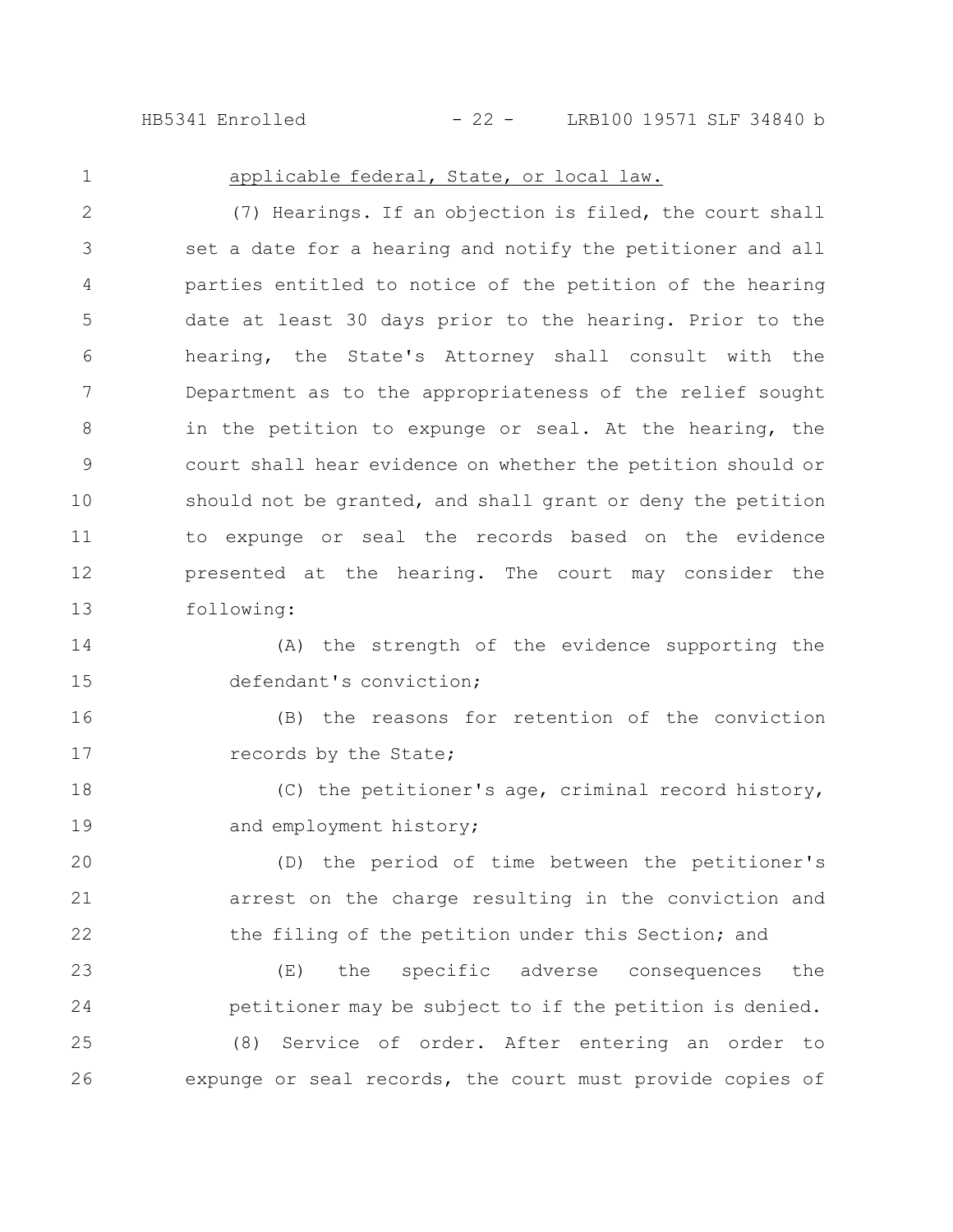applicable federal, State, or local law.

(7) Hearings. If an objection is filed, the court shall set a date for a hearing and notify the petitioner and all parties entitled to notice of the petition of the hearing date at least 30 days prior to the hearing. Prior to the hearing, the State's Attorney shall consult with the Department as to the appropriateness of the relief sought in the petition to expunge or seal. At the hearing, the court shall hear evidence on whether the petition should or should not be granted, and shall grant or deny the petition to expunge or seal the records based on the evidence presented at the hearing. The court may consider the following:

(A) the strength of the evidence supporting the defendant's conviction;

(B) the reasons for retention of the conviction records by the State;

(C) the petitioner's age, criminal record history, and employment history;

(D) the period of time between the petitioner's arrest on the charge resulting in the conviction and the filing of the petition under this Section; and

(E) the specific adverse consequences the petitioner may be subject to if the petition is denied.

(8) Service of order. After entering an order to expunge or seal records, the court must provide copies of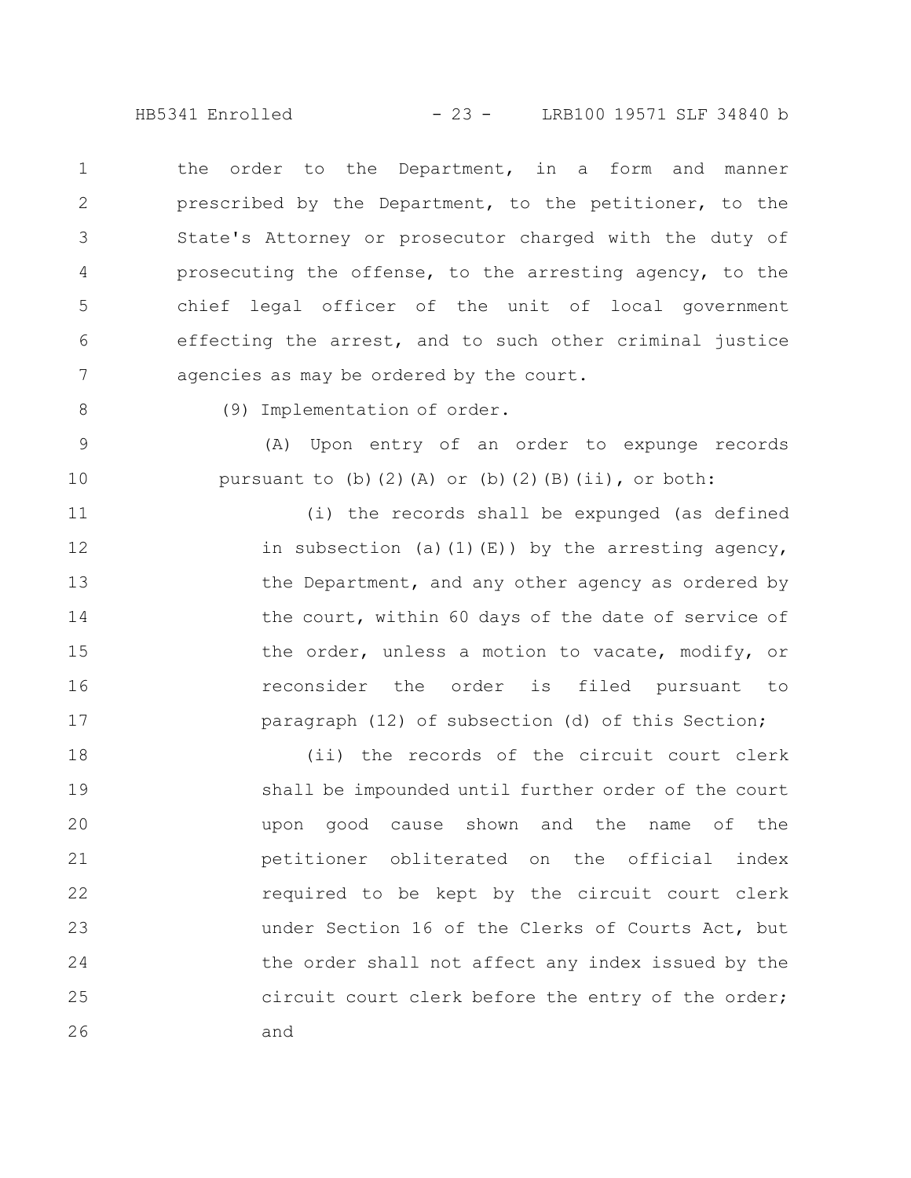the order to the Department, in a form and manner prescribed by the Department, to the petitioner, to the State's Attorney or prosecutor charged with the duty of prosecuting the offense, to the arresting agency, to the chief legal officer of the unit of local government effecting the arrest, and to such other criminal justice agencies as may be ordered by the court.

(9) Implementation of order.

(A) Upon entry of an order to expunge records pursuant to (b)(2)(A) or (b)(2)(B)(ii), or both:

(i) the records shall be expunged (as defined in subsection (a)(1)(E)) by the arresting agency, the Department, and any other agency as ordered by the court, within 60 days of the date of service of the order, unless a motion to vacate, modify, or reconsider the order is filed pursuant to paragraph (12) of subsection (d) of this Section;

(ii) the records of the circuit court clerk shall be impounded until further order of the court upon good cause shown and the name of the petitioner obliterated on the official index required to be kept by the circuit court clerk under Section 16 of the Clerks of Courts Act, but the order shall not affect any index issued by the circuit court clerk before the entry of the order; and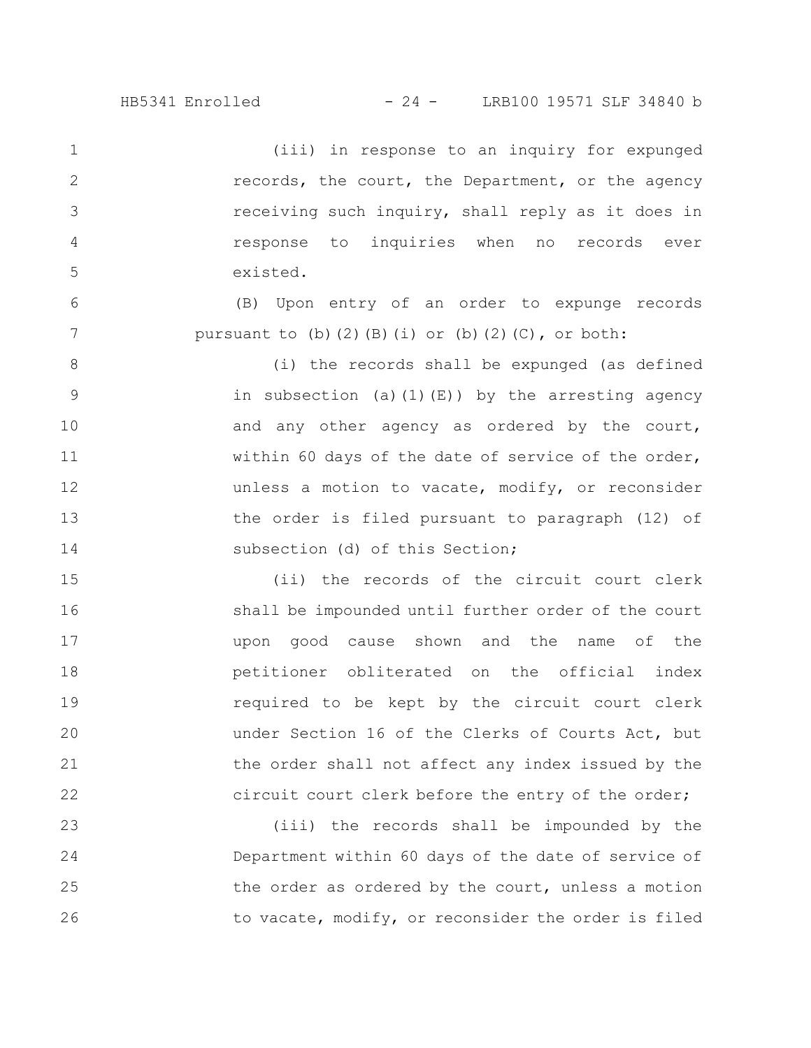(iii) in response to an inquiry for expunged records, the court, the Department, or the agency receiving such inquiry, shall reply as it does in response to inquiries when no records ever existed.

(B) Upon entry of an order to expunge records pursuant to (b)(2)(B)(i) or (b)(2)(C), or both:

(i) the records shall be expunged (as defined in subsection (a)(1)(E)) by the arresting agency and any other agency as ordered by the court, within 60 days of the date of service of the order, unless a motion to vacate, modify, or reconsider the order is filed pursuant to paragraph (12) of subsection (d) of this Section;

(ii) the records of the circuit court clerk shall be impounded until further order of the court upon good cause shown and the name of the petitioner obliterated on the official index required to be kept by the circuit court clerk under Section 16 of the Clerks of Courts Act, but the order shall not affect any index issued by the circuit court clerk before the entry of the order;

(iii) the records shall be impounded by the Department within 60 days of the date of service of the order as ordered by the court, unless a motion to vacate, modify, or reconsider the order is filed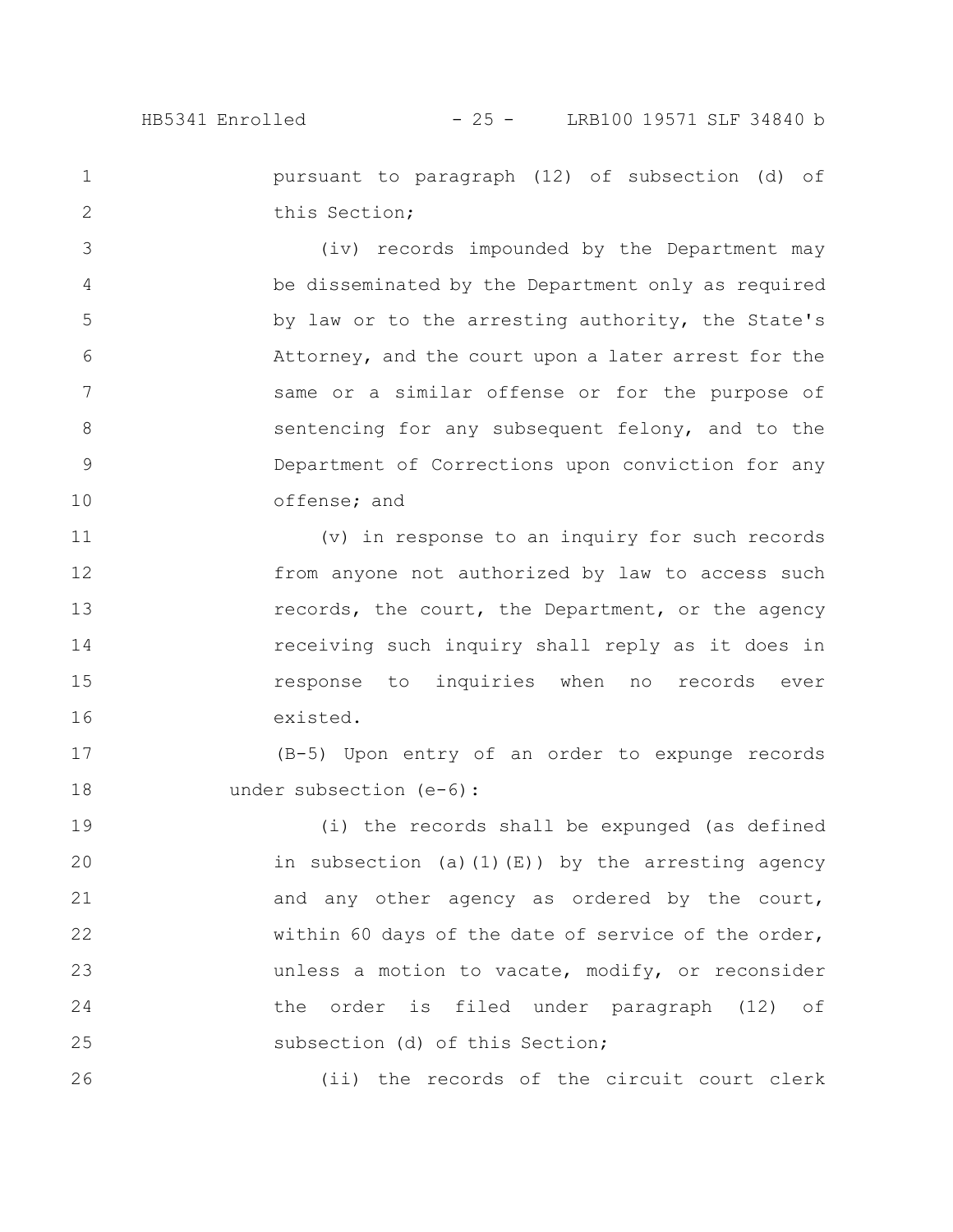pursuant to paragraph (12) of subsection (d) of this Section;

(iv) records impounded by the Department may be disseminated by the Department only as required by law or to the arresting authority, the State's Attorney, and the court upon a later arrest for the same or a similar offense or for the purpose of sentencing for any subsequent felony, and to the Department of Corrections upon conviction for any offense; and

(v) in response to an inquiry for such records from anyone not authorized by law to access such records, the court, the Department, or the agency receiving such inquiry shall reply as it does in response to inquiries when no records ever existed.

(B-5) Upon entry of an order to expunge records under subsection (e-6):

(i) the records shall be expunged (as defined in subsection (a)(1)(E)) by the arresting agency and any other agency as ordered by the court, within 60 days of the date of service of the order, unless a motion to vacate, modify, or reconsider the order is filed under paragraph (12) of subsection (d) of this Section;

(ii) the records of the circuit court clerk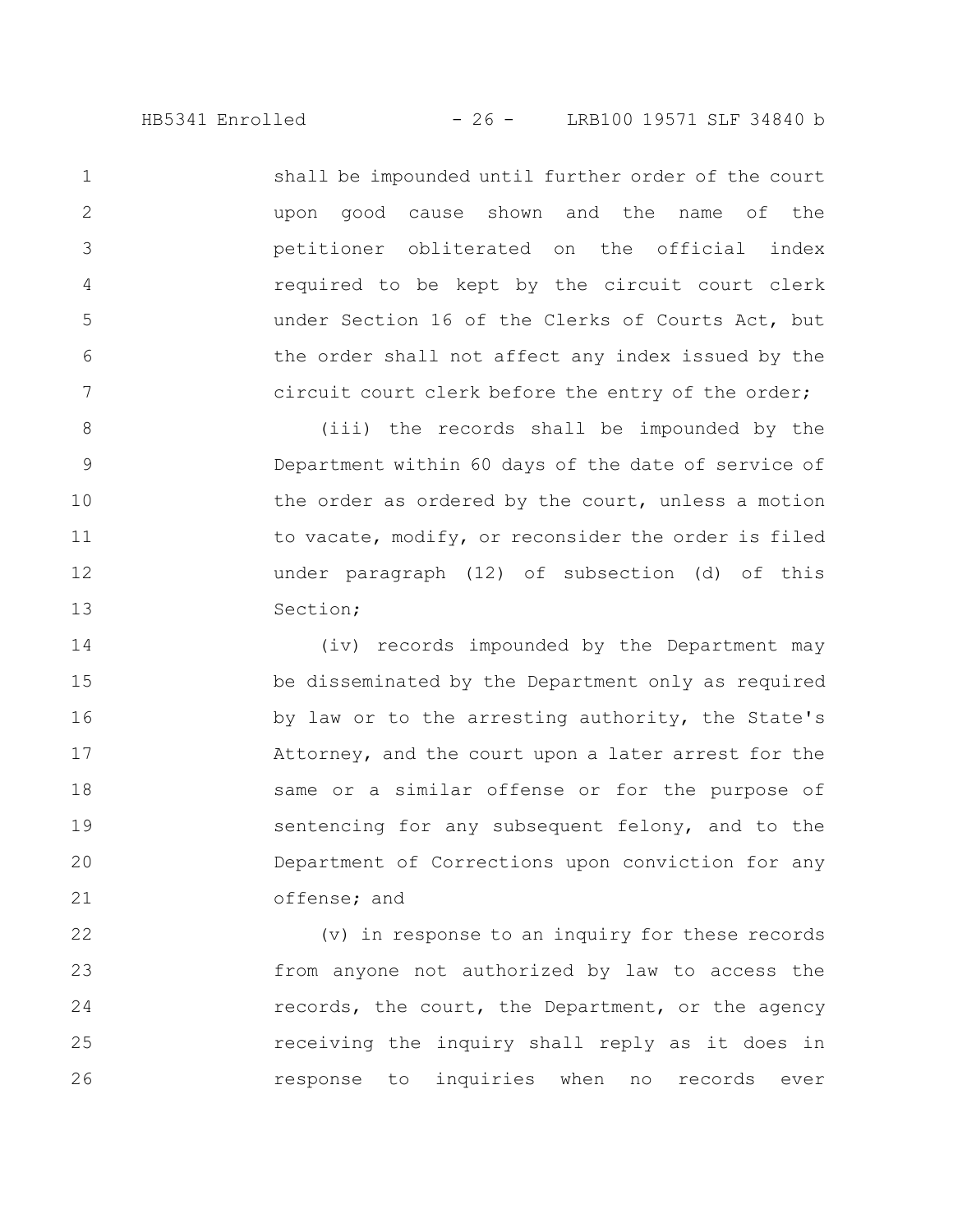shall be impounded until further order of the court upon good cause shown and the name of the petitioner obliterated on the official index required to be kept by the circuit court clerk under Section 16 of the Clerks of Courts Act, but the order shall not affect any index issued by the circuit court clerk before the entry of the order;

(iii) the records shall be impounded by the Department within 60 days of the date of service of the order as ordered by the court, unless a motion to vacate, modify, or reconsider the order is filed under paragraph (12) of subsection (d) of this Section;

(iv) records impounded by the Department may be disseminated by the Department only as required by law or to the arresting authority, the State's Attorney, and the court upon a later arrest for the same or a similar offense or for the purpose of sentencing for any subsequent felony, and to the Department of Corrections upon conviction for any offense; and

(v) in response to an inquiry for these records from anyone not authorized by law to access the records, the court, the Department, or the agency receiving the inquiry shall reply as it does in response to inquiries when no records ever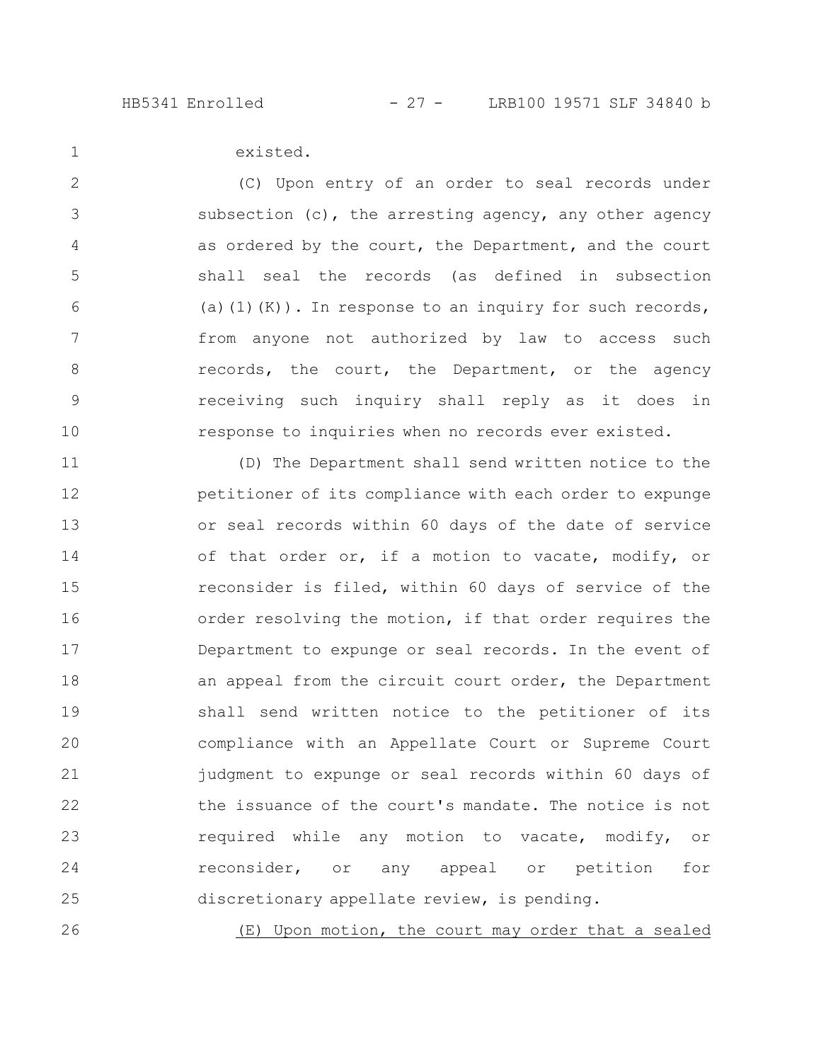existed.

(C) Upon entry of an order to seal records under subsection (c), the arresting agency, any other agency as ordered by the court, the Department, and the court shall seal the records (as defined in subsection (a)(1)(K)). In response to an inquiry for such records, from anyone not authorized by law to access such records, the court, the Department, or the agency receiving such inquiry shall reply as it does in response to inquiries when no records ever existed.

(D) The Department shall send written notice to the petitioner of its compliance with each order to expunge or seal records within 60 days of the date of service of that order or, if a motion to vacate, modify, or reconsider is filed, within 60 days of service of the order resolving the motion, if that order requires the Department to expunge or seal records. In the event of an appeal from the circuit court order, the Department shall send written notice to the petitioner of its compliance with an Appellate Court or Supreme Court judgment to expunge or seal records within 60 days of the issuance of the court's mandate. The notice is not required while any motion to vacate, modify, or reconsider, or any appeal or petition for discretionary appellate review, is pending.

<u>(E) Upon motion, the court may order that a sealed</u>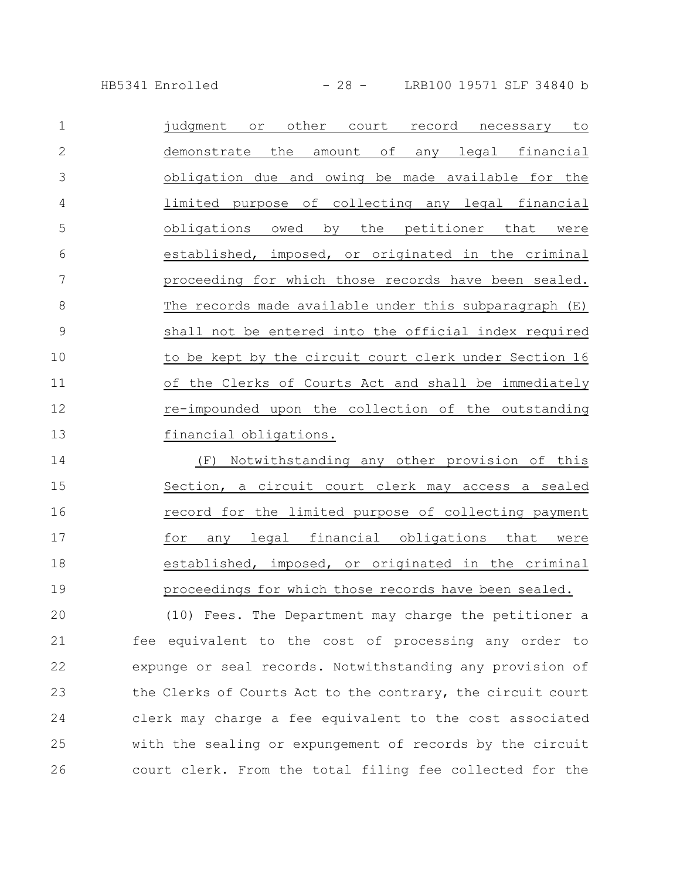judgment or other court record necessary to demonstrate the amount of any legal financial obligation due and owing be made available for the limited purpose of collecting any legal financial obligations owed by the petitioner that were established, imposed, or originated in the criminal proceeding for which those records have been sealed. The records made available under this subparagraph (E) shall not be entered into the official index required to be kept by the circuit court clerk under Section 16 of the Clerks of Courts Act and shall be immediately re-impounded upon the collection of the outstanding financial obligations.

(F) Notwithstanding any other provision of this Section, a circuit court clerk may access a sealed record for the limited purpose of collecting payment for any legal financial obligations that were established, imposed, or originated in the criminal proceedings for which those records have been sealed.

(10) Fees. The Department may charge the petitioner a fee equivalent to the cost of processing any order to expunge or seal records. Notwithstanding any provision of the Clerks of Courts Act to the contrary, the circuit court clerk may charge a fee equivalent to the cost associated with the sealing or expungement of records by the circuit court clerk. From the total filing fee collected for the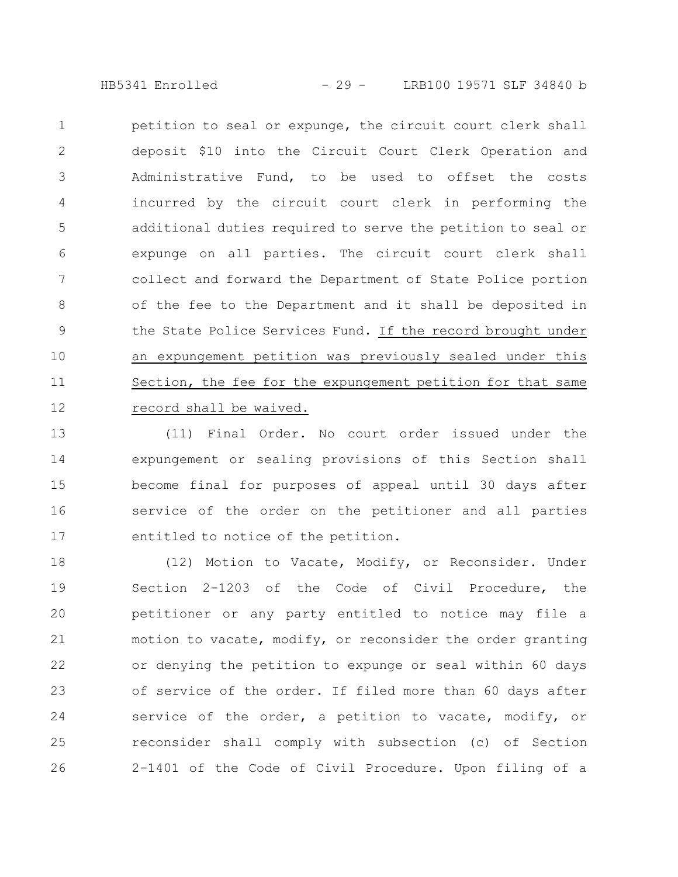petition to seal or expunge, the circuit court clerk shall deposit $10 into the Circuit Court Clerk Operation and Administrative Fund, to be used to offset the costs incurred by the circuit court clerk in performing the additional duties required to serve the petition to seal or expunge on all parties. The circuit court clerk shall collect and forward the Department of State Police portion of the fee to the Department and it shall be deposited in the State Police Services Fund. If the record brought under an expungement petition was previously sealed under this Section, the fee for the expungement petition for that same record shall be waived.

(11) Final Order. No court order issued under the expungement or sealing provisions of this Section shall become final for purposes of appeal until 30 days after service of the order on the petitioner and all parties entitled to notice of the petition.

(12) Motion to Vacate, Modify, or Reconsider. Under Section 2-1203 of the Code of Civil Procedure, the petitioner or any party entitled to notice may file a motion to vacate, modify, or reconsider the order granting or denying the petition to expunge or seal within 60 days of service of the order. If filed more than 60 days after service of the order, a petition to vacate, modify, or reconsider shall comply with subsection (c) of Section 2-1401 of the Code of Civil Procedure. Upon filing of a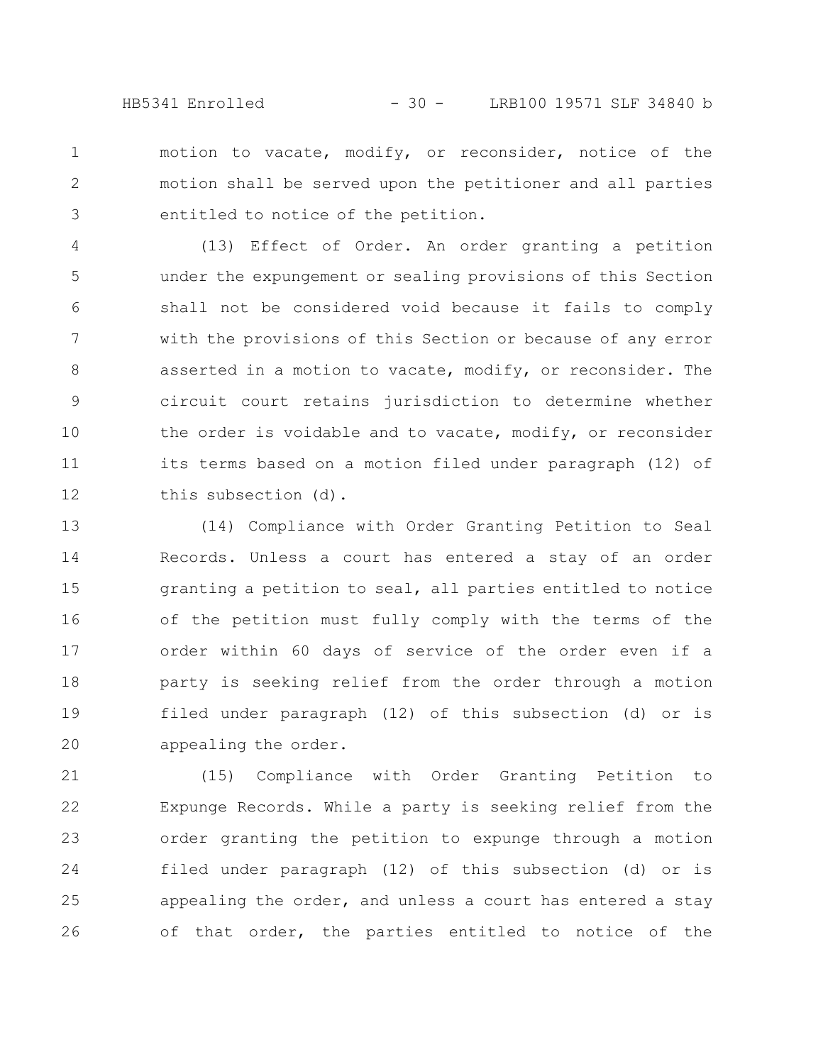motion to vacate, modify, or reconsider, notice of the motion shall be served upon the petitioner and all parties entitled to notice of the petition.

(13) Effect of Order. An order granting a petition under the expungement or sealing provisions of this Section shall not be considered void because it fails to comply with the provisions of this Section or because of any error asserted in a motion to vacate, modify, or reconsider. The circuit court retains jurisdiction to determine whether the order is voidable and to vacate, modify, or reconsider its terms based on a motion filed under paragraph (12) of this subsection (d).

(14) Compliance with Order Granting Petition to Seal Records. Unless a court has entered a stay of an order granting a petition to seal, all parties entitled to notice of the petition must fully comply with the terms of the order within 60 days of service of the order even if a party is seeking relief from the order through a motion filed under paragraph (12) of this subsection (d) or is appealing the order.

(15) Compliance with Order Granting Petition to Expunge Records. While a party is seeking relief from the order granting the petition to expunge through a motion filed under paragraph (12) of this subsection (d) or is appealing the order, and unless a court has entered a stay of that order, the parties entitled to notice of the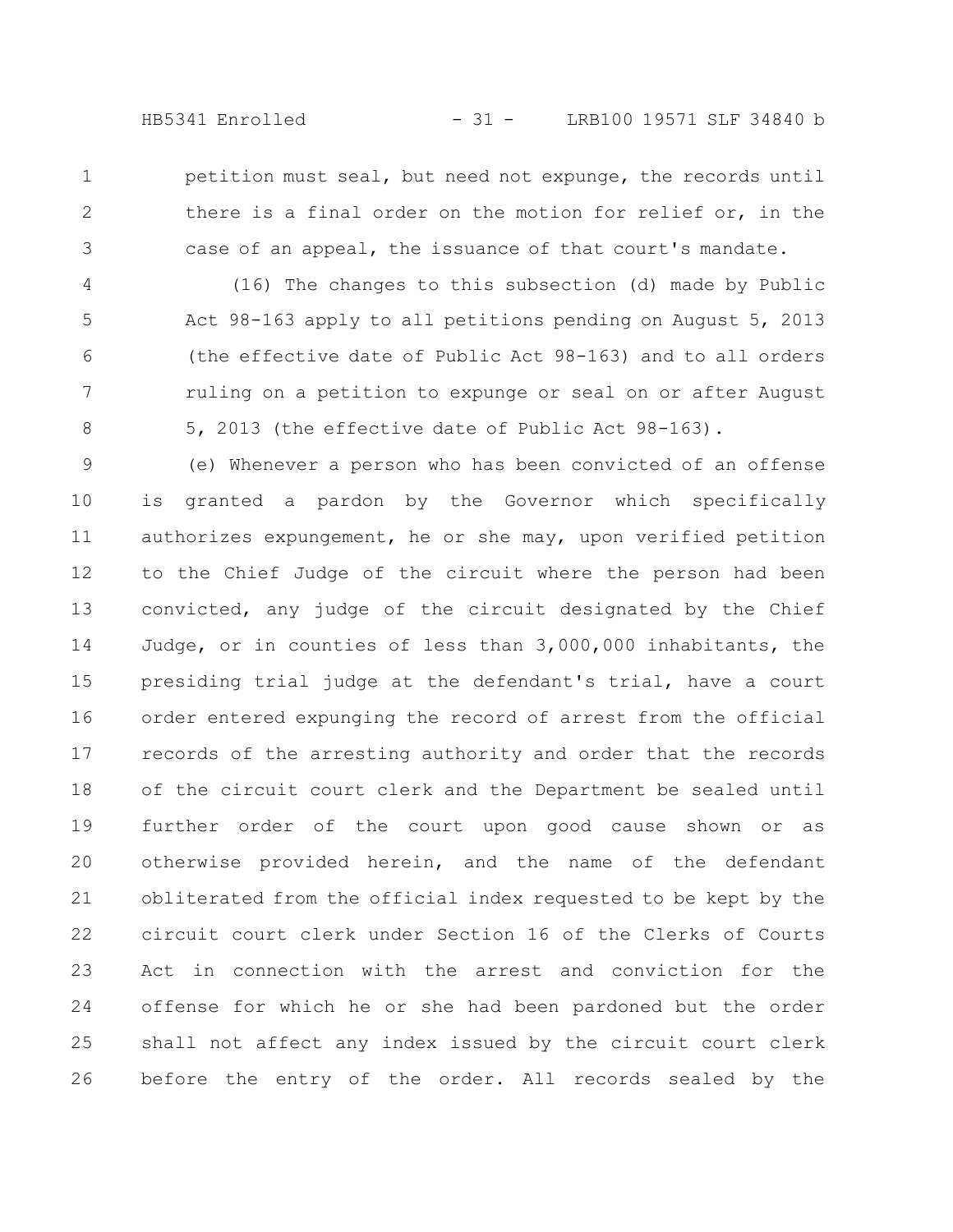petition must seal, but need not expunge, the records until there is a final order on the motion for relief or, in the case of an appeal, the issuance of that court's mandate.

(16) The changes to this subsection (d) made by Public Act 98-163 apply to all petitions pending on August 5, 2013 (the effective date of Public Act 98-163) and to all orders ruling on a petition to expunge or seal on or after August 5, 2013 (the effective date of Public Act 98-163).

(e) Whenever a person who has been convicted of an offense is granted a pardon by the Governor which specifically authorizes expungement, he or she may, upon verified petition to the Chief Judge of the circuit where the person had been convicted, any judge of the circuit designated by the Chief Judge, or in counties of less than 3,000,000 inhabitants, the presiding trial judge at the defendant's trial, have a court order entered expunging the record of arrest from the official records of the arresting authority and order that the records of the circuit court clerk and the Department be sealed until further order of the court upon good cause shown or as otherwise provided herein, and the name of the defendant obliterated from the official index requested to be kept by the circuit court clerk under Section 16 of the Clerks of Courts Act in connection with the arrest and conviction for the offense for which he or she had been pardoned but the order shall not affect any index issued by the circuit court clerk before the entry of the order. All records sealed by the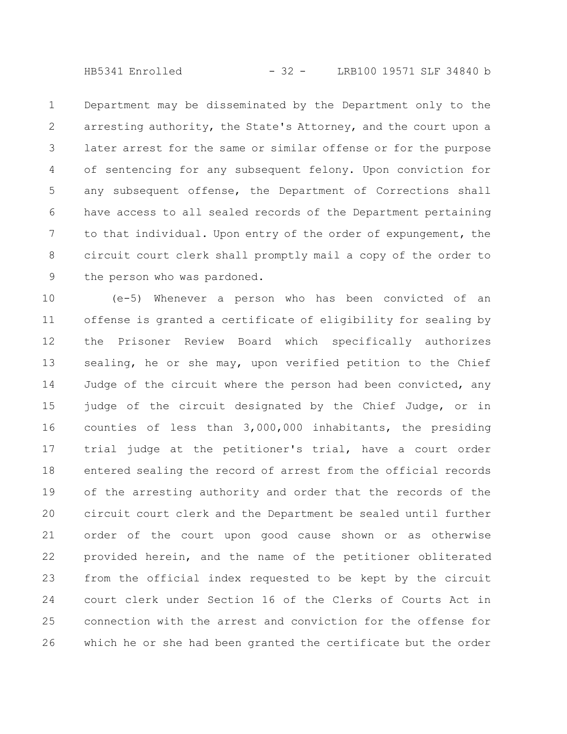Department may be disseminated by the Department only to the arresting authority, the State's Attorney, and the court upon a later arrest for the same or similar offense or for the purpose of sentencing for any subsequent felony. Upon conviction for any subsequent offense, the Department of Corrections shall have access to all sealed records of the Department pertaining to that individual. Upon entry of the order of expungement, the circuit court clerk shall promptly mail a copy of the order to the person who was pardoned.

(e-5) Whenever a person who has been convicted of an offense is granted a certificate of eligibility for sealing by the Prisoner Review Board which specifically authorizes sealing, he or she may, upon verified petition to the Chief Judge of the circuit where the person had been convicted, any judge of the circuit designated by the Chief Judge, or in counties of less than 3,000,000 inhabitants, the presiding trial judge at the petitioner's trial, have a court order entered sealing the record of arrest from the official records of the arresting authority and order that the records of the circuit court clerk and the Department be sealed until further order of the court upon good cause shown or as otherwise provided herein, and the name of the petitioner obliterated from the official index requested to be kept by the circuit court clerk under Section 16 of the Clerks of Courts Act in connection with the arrest and conviction for the offense for which he or she had been granted the certificate but the order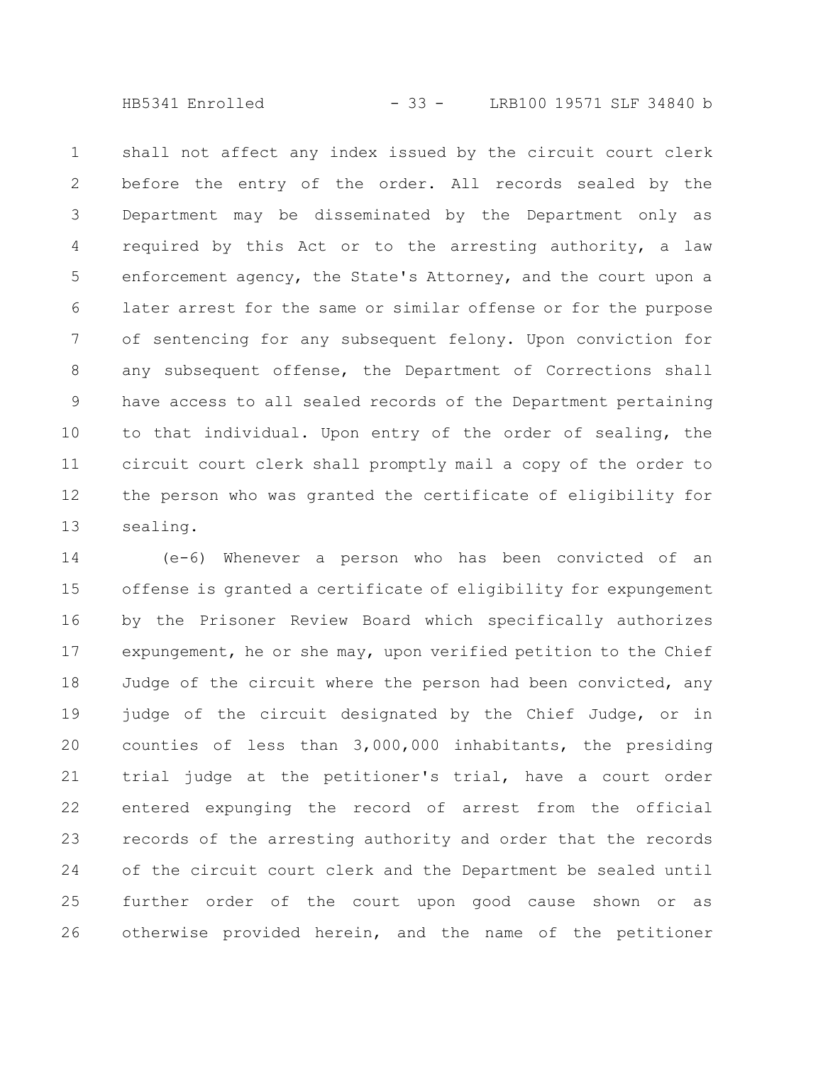shall not affect any index issued by the circuit court clerk before the entry of the order. All records sealed by the Department may be disseminated by the Department only as required by this Act or to the arresting authority, a law enforcement agency, the State's Attorney, and the court upon a later arrest for the same or similar offense or for the purpose of sentencing for any subsequent felony. Upon conviction for any subsequent offense, the Department of Corrections shall have access to all sealed records of the Department pertaining to that individual. Upon entry of the order of sealing, the circuit court clerk shall promptly mail a copy of the order to the person who was granted the certificate of eligibility for sealing.

(e-6) Whenever a person who has been convicted of an offense is granted a certificate of eligibility for expungement by the Prisoner Review Board which specifically authorizes expungement, he or she may, upon verified petition to the Chief Judge of the circuit where the person had been convicted, any judge of the circuit designated by the Chief Judge, or in counties of less than 3,000,000 inhabitants, the presiding trial judge at the petitioner's trial, have a court order entered expunging the record of arrest from the official records of the arresting authority and order that the records of the circuit court clerk and the Department be sealed until further order of the court upon good cause shown or as otherwise provided herein, and the name of the petitioner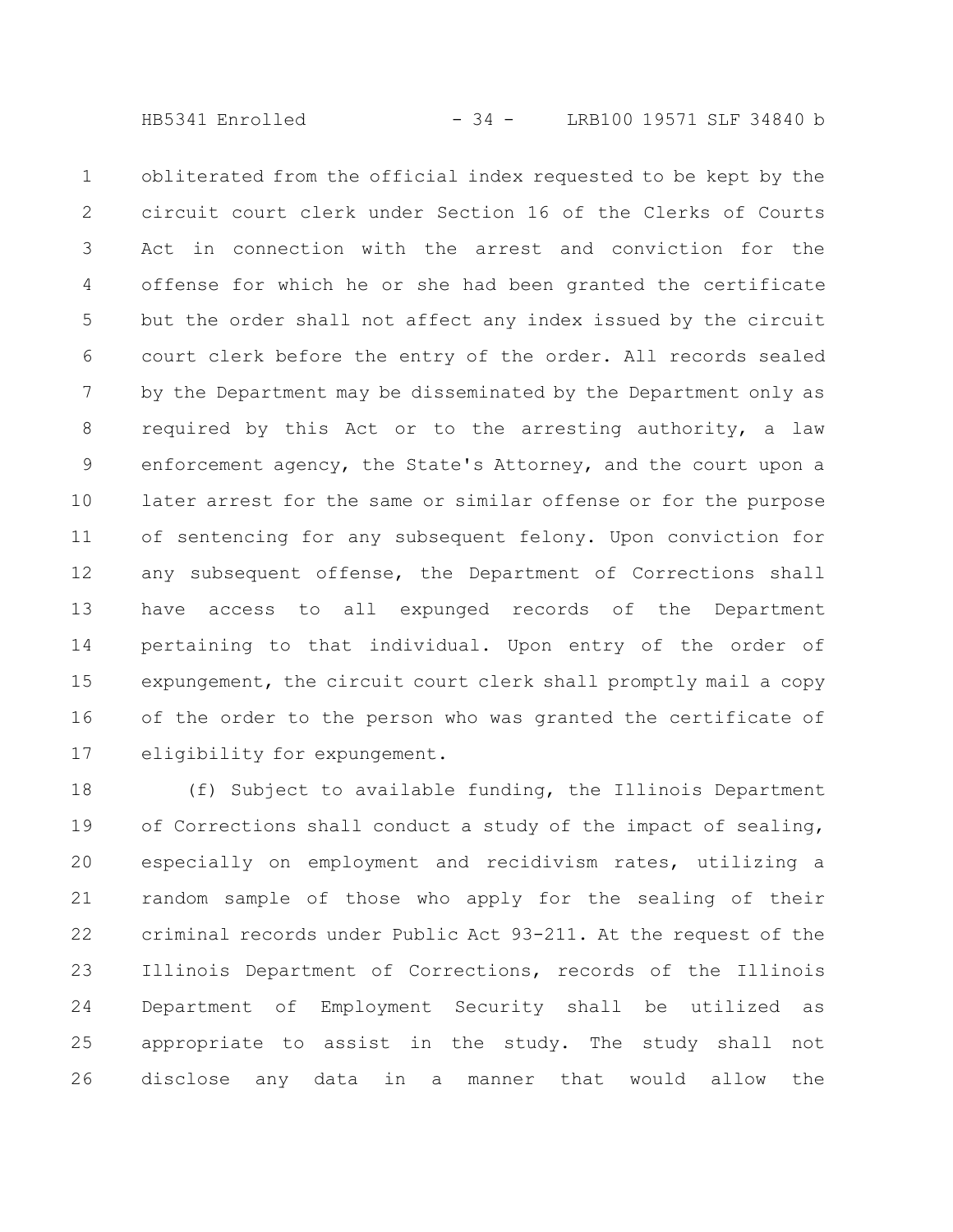obliterated from the official index requested to be kept by the circuit court clerk under Section 16 of the Clerks of Courts Act in connection with the arrest and conviction for the offense for which he or she had been granted the certificate but the order shall not affect any index issued by the circuit court clerk before the entry of the order. All records sealed by the Department may be disseminated by the Department only as required by this Act or to the arresting authority, a law enforcement agency, the State's Attorney, and the court upon a later arrest for the same or similar offense or for the purpose of sentencing for any subsequent felony. Upon conviction for any subsequent offense, the Department of Corrections shall have access to all expunged records of the Department pertaining to that individual. Upon entry of the order of expungement, the circuit court clerk shall promptly mail a copy of the order to the person who was granted the certificate of eligibility for expungement.

(f) Subject to available funding, the Illinois Department of Corrections shall conduct a study of the impact of sealing, especially on employment and recidivism rates, utilizing a random sample of those who apply for the sealing of their criminal records under Public Act 93-211. At the request of the Illinois Department of Corrections, records of the Illinois Department of Employment Security shall be utilized as appropriate to assist in the study. The study shall not disclose any data in a manner that would allow the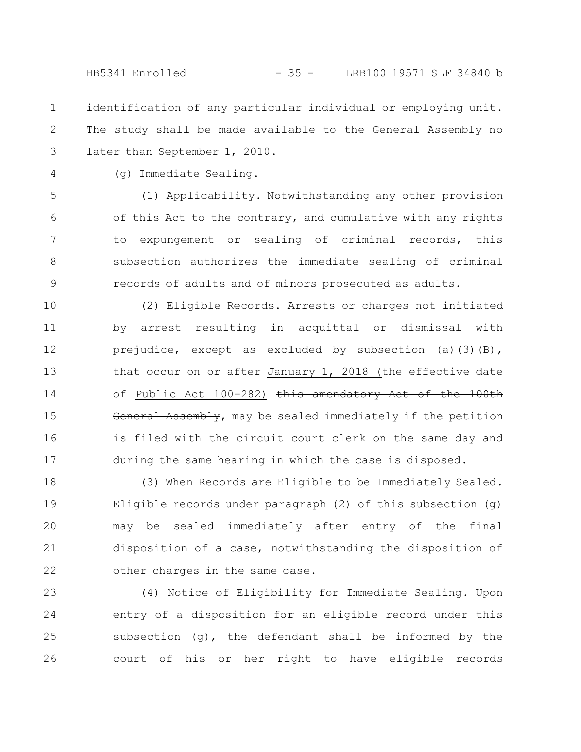identification of any particular individual or employing unit. The study shall be made available to the General Assembly no later than September 1, 2010.

(g) Immediate Sealing.

(1) Applicability. Notwithstanding any other provision of this Act to the contrary, and cumulative with any rights to expungement or sealing of criminal records, this subsection authorizes the immediate sealing of criminal records of adults and of minors prosecuted as adults.

(2) Eligible Records. Arrests or charges not initiated by arrest resulting in acquittal or dismissal with prejudice, except as excluded by subsection (a)(3)(B), that occur on or after January 1, 2018 (the effective date of Public Act 100-282) ~~this amendatory Act of the 100th General Assembly~~, may be sealed immediately if the petition is filed with the circuit court clerk on the same day and during the same hearing in which the case is disposed.

(3) When Records are Eligible to be Immediately Sealed. Eligible records under paragraph (2) of this subsection (g) may be sealed immediately after entry of the final disposition of a case, notwithstanding the disposition of other charges in the same case.

(4) Notice of Eligibility for Immediate Sealing. Upon entry of a disposition for an eligible record under this subsection (g), the defendant shall be informed by the court of his or her right to have eligible records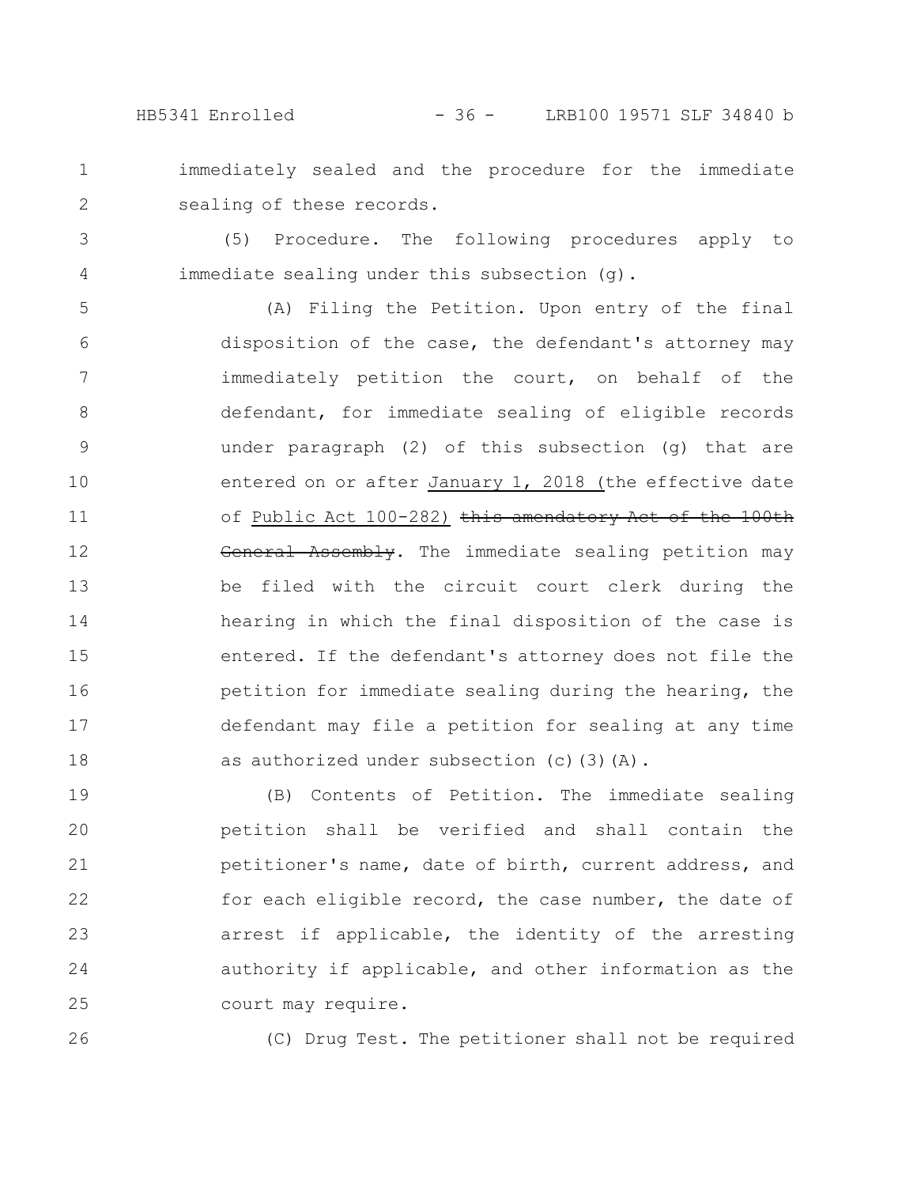immediately sealed and the procedure for the immediate sealing of these records.

(5) Procedure. The following procedures apply to immediate sealing under this subsection (g).

(A) Filing the Petition. Upon entry of the final disposition of the case, the defendant's attorney may immediately petition the court, on behalf of the defendant, for immediate sealing of eligible records under paragraph (2) of this subsection (g) that are entered on or after <u>January 1, 2018 (</u>the effective date of <u>Public Act 100-282)</u> ~~this amendatory Act of the 100th General Assembly~~. The immediate sealing petition may be filed with the circuit court clerk during the hearing in which the final disposition of the case is entered. If the defendant's attorney does not file the petition for immediate sealing during the hearing, the defendant may file a petition for sealing at any time as authorized under subsection (c)(3)(A).

(B) Contents of Petition. The immediate sealing petition shall be verified and shall contain the petitioner's name, date of birth, current address, and for each eligible record, the case number, the date of arrest if applicable, the identity of the arresting authority if applicable, and other information as the court may require.

(C) Drug Test. The petitioner shall not be required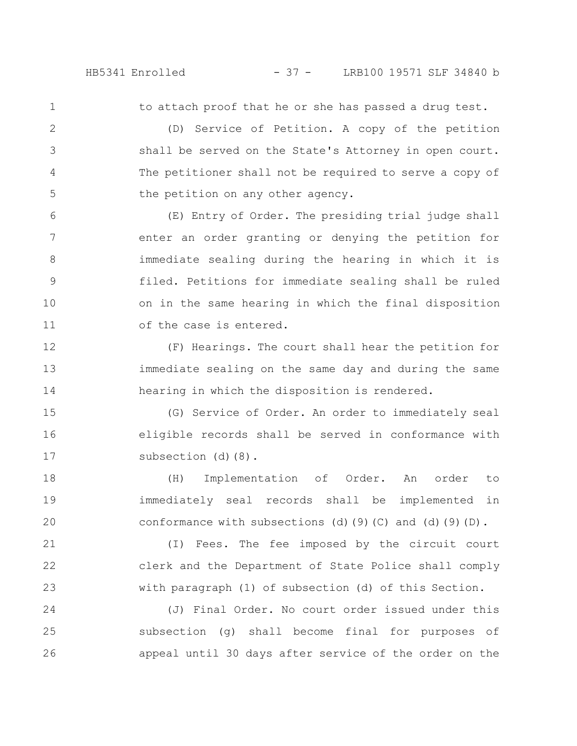to attach proof that he or she has passed a drug test.

(D) Service of Petition. A copy of the petition shall be served on the State's Attorney in open court. The petitioner shall not be required to serve a copy of the petition on any other agency.

(E) Entry of Order. The presiding trial judge shall enter an order granting or denying the petition for immediate sealing during the hearing in which it is filed. Petitions for immediate sealing shall be ruled on in the same hearing in which the final disposition of the case is entered.

(F) Hearings. The court shall hear the petition for immediate sealing on the same day and during the same hearing in which the disposition is rendered.

(G) Service of Order. An order to immediately seal eligible records shall be served in conformance with subsection (d)(8).

(H) Implementation of Order. An order to immediately seal records shall be implemented in conformance with subsections (d)(9)(C) and (d)(9)(D).

(I) Fees. The fee imposed by the circuit court clerk and the Department of State Police shall comply with paragraph (1) of subsection (d) of this Section.

(J) Final Order. No court order issued under this subsection (g) shall become final for purposes of appeal until 30 days after service of the order on the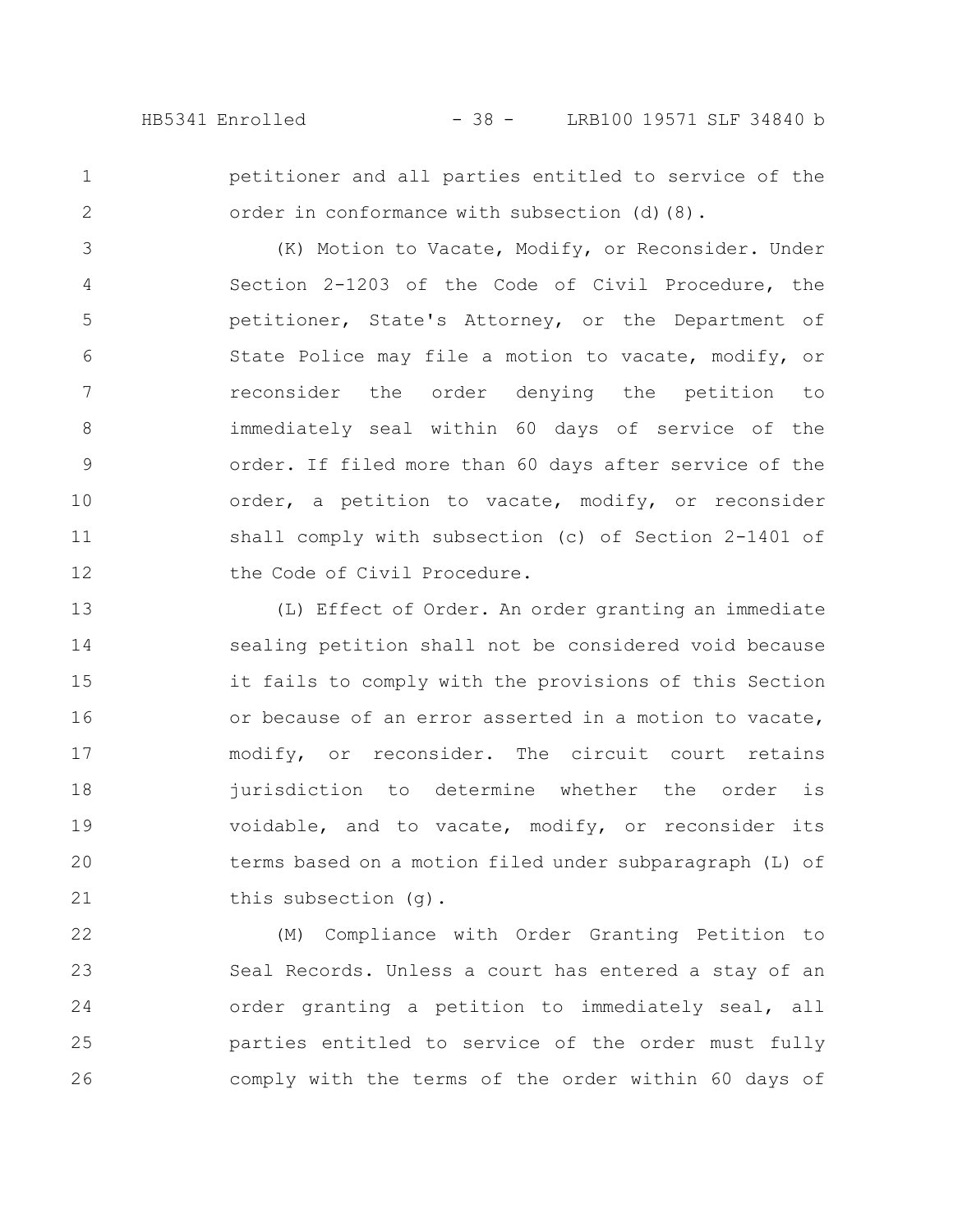petitioner and all parties entitled to service of the order in conformance with subsection (d)(8).

(K) Motion to Vacate, Modify, or Reconsider. Under Section 2-1203 of the Code of Civil Procedure, the petitioner, State's Attorney, or the Department of State Police may file a motion to vacate, modify, or reconsider the order denying the petition to immediately seal within 60 days of service of the order. If filed more than 60 days after service of the order, a petition to vacate, modify, or reconsider shall comply with subsection (c) of Section 2-1401 of the Code of Civil Procedure.

(L) Effect of Order. An order granting an immediate sealing petition shall not be considered void because it fails to comply with the provisions of this Section or because of an error asserted in a motion to vacate, modify, or reconsider. The circuit court retains jurisdiction to determine whether the order is voidable, and to vacate, modify, or reconsider its terms based on a motion filed under subparagraph (L) of this subsection (g).

(M) Compliance with Order Granting Petition to Seal Records. Unless a court has entered a stay of an order granting a petition to immediately seal, all parties entitled to service of the order must fully comply with the terms of the order within 60 days of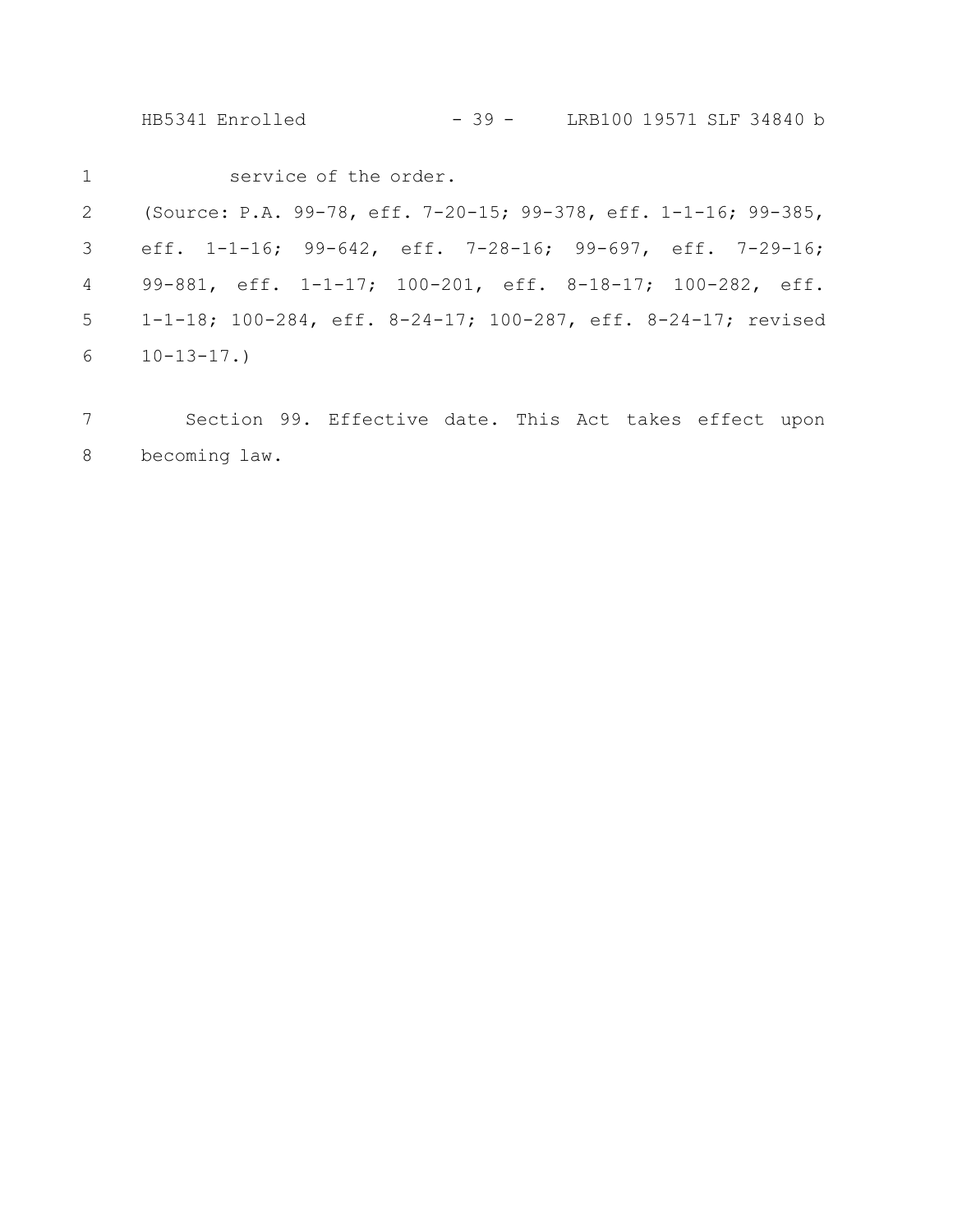service of the order.

(Source: P.A. 99-78, eff. 7-20-15; 99-378, eff. 1-1-16; 99-385, eff. 1-1-16; 99-642, eff. 7-28-16; 99-697, eff. 7-29-16; 99-881, eff. 1-1-17; 100-201, eff. 8-18-17; 100-282, eff. 1-1-18; 100-284, eff. 8-24-17; 100-287, eff. 8-24-17; revised 10-13-17.)

Section 99. Effective date. This Act takes effect upon becoming law.